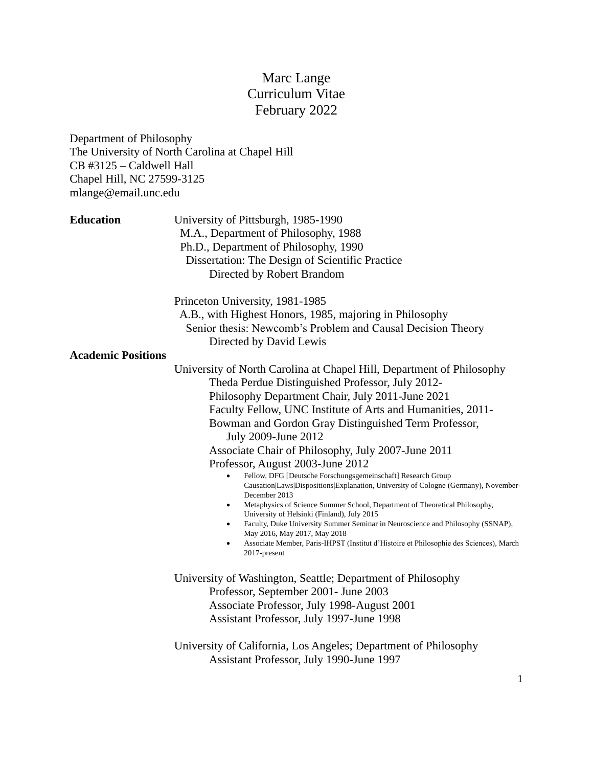# Marc Lange
## Curriculum Vitae
### February 2022

Department of Philosophy
The University of North Carolina at Chapel Hill
CB #3125 – Caldwell Hall
Chapel Hill, NC 27599-3125
mlange@email.unc.edu

**Education**

University of Pittsburgh, 1985-1990
M.A., Department of Philosophy, 1988
Ph.D., Department of Philosophy, 1990
Dissertation: The Design of Scientific Practice
Directed by Robert Brandom

Princeton University, 1981-1985
A.B., with Highest Honors, 1985, majoring in Philosophy
Senior thesis: Newcomb's Problem and Causal Decision Theory
Directed by David Lewis

**Academic Positions**

University of North Carolina at Chapel Hill, Department of Philosophy
Theda Perdue Distinguished Professor, July 2012-
Philosophy Department Chair, July 2011-June 2021
Faculty Fellow, UNC Institute of Arts and Humanities, 2011-
Bowman and Gordon Gray Distinguished Term Professor, July 2009-June 2012
Associate Chair of Philosophy, July 2007-June 2011
Professor, August 2003-June 2012

- Fellow, DFG [Deutsche Forschungsgemeinschaft] Research Group Causation|Laws|Dispositions|Explanation, University of Cologne (Germany), November-December 2013
- Metaphysics of Science Summer School, Department of Theoretical Philosophy, University of Helsinki (Finland), July 2015
- Faculty, Duke University Summer Seminar in Neuroscience and Philosophy (SSNAP), May 2016, May 2017, May 2018
- Associate Member, Paris-IHPST (Institut d'Histoire et Philosophie des Sciences), March 2017-present

University of Washington, Seattle; Department of Philosophy
Professor, September 2001- June 2003
Associate Professor, July 1998-August 2001
Assistant Professor, July 1997-June 1998

University of California, Los Angeles; Department of Philosophy
Assistant Professor, July 1990-June 1997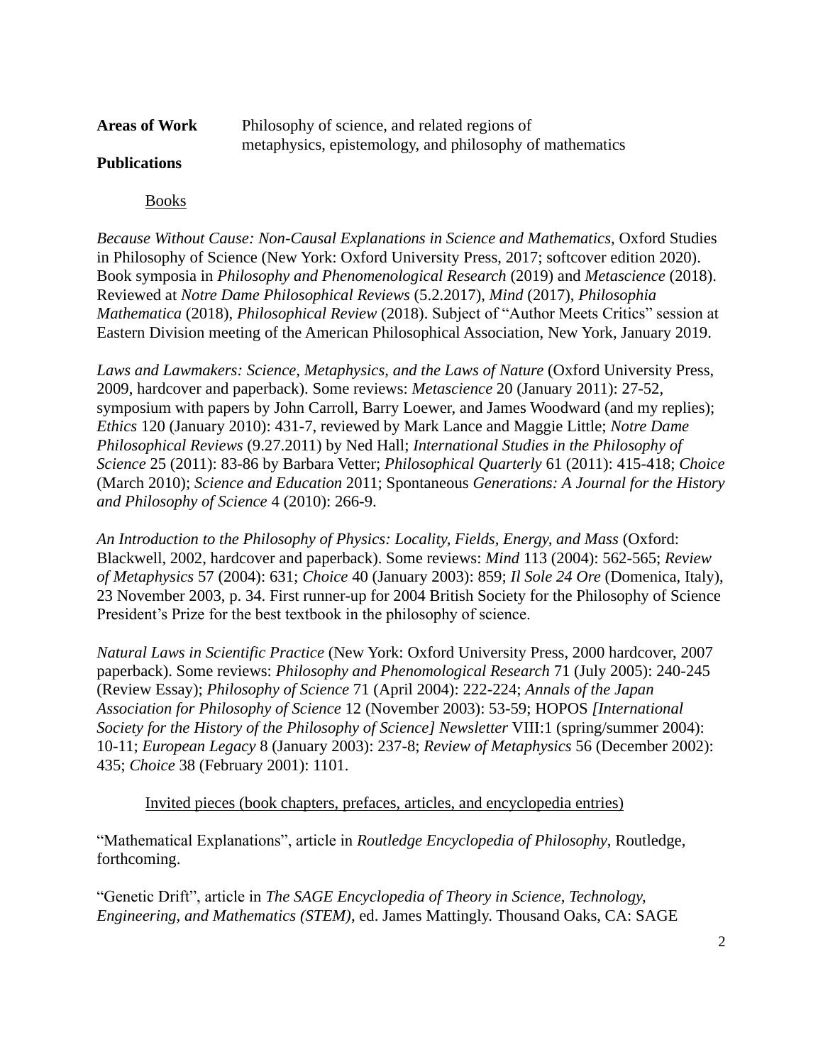**Areas of Work** Philosophy of science, and related regions of metaphysics, epistemology, and philosophy of mathematics

**Publications**

Books

*Because Without Cause: Non-Causal Explanations in Science and Mathematics*, Oxford Studies in Philosophy of Science (New York: Oxford University Press, 2017; softcover edition 2020). Book symposia in *Philosophy and Phenomenological Research* (2019) and *Metascience* (2018). Reviewed at *Notre Dame Philosophical Reviews* (5.2.2017), *Mind* (2017), *Philosophia Mathematica* (2018), *Philosophical Review* (2018). Subject of "Author Meets Critics" session at Eastern Division meeting of the American Philosophical Association, New York, January 2019.

*Laws and Lawmakers: Science, Metaphysics, and the Laws of Nature* (Oxford University Press, 2009, hardcover and paperback). Some reviews: *Metascience* 20 (January 2011): 27-52, symposium with papers by John Carroll, Barry Loewer, and James Woodward (and my replies); *Ethics* 120 (January 2010): 431-7, reviewed by Mark Lance and Maggie Little; *Notre Dame Philosophical Reviews* (9.27.2011) by Ned Hall; *International Studies in the Philosophy of Science* 25 (2011): 83-86 by Barbara Vetter; *Philosophical Quarterly* 61 (2011): 415-418; *Choice* (March 2010); *Science and Education* 2011; Spontaneous *Generations: A Journal for the History and Philosophy of Science* 4 (2010): 266-9.

*An Introduction to the Philosophy of Physics: Locality, Fields, Energy, and Mass* (Oxford: Blackwell, 2002, hardcover and paperback). Some reviews: *Mind* 113 (2004): 562-565; *Review of Metaphysics* 57 (2004): 631; *Choice* 40 (January 2003): 859; *Il Sole 24 Ore* (Domenica, Italy), 23 November 2003, p. 34. First runner-up for 2004 British Society for the Philosophy of Science President's Prize for the best textbook in the philosophy of science.

*Natural Laws in Scientific Practice* (New York: Oxford University Press, 2000 hardcover, 2007 paperback). Some reviews: *Philosophy and Phenomological Research* 71 (July 2005): 240-245 (Review Essay); *Philosophy of Science* 71 (April 2004): 222-224; *Annals of the Japan Association for Philosophy of Science* 12 (November 2003): 53-59; HOPOS *[International Society for the History of the Philosophy of Science] Newsletter* VIII:1 (spring/summer 2004): 10-11; *European Legacy* 8 (January 2003): 237-8; *Review of Metaphysics* 56 (December 2002): 435; *Choice* 38 (February 2001): 1101.

Invited pieces (book chapters, prefaces, articles, and encyclopedia entries)

"Mathematical Explanations", article in *Routledge Encyclopedia of Philosophy*, Routledge, forthcoming.

"Genetic Drift", article in *The SAGE Encyclopedia of Theory in Science, Technology, Engineering, and Mathematics (STEM)*, ed. James Mattingly. Thousand Oaks, CA: SAGE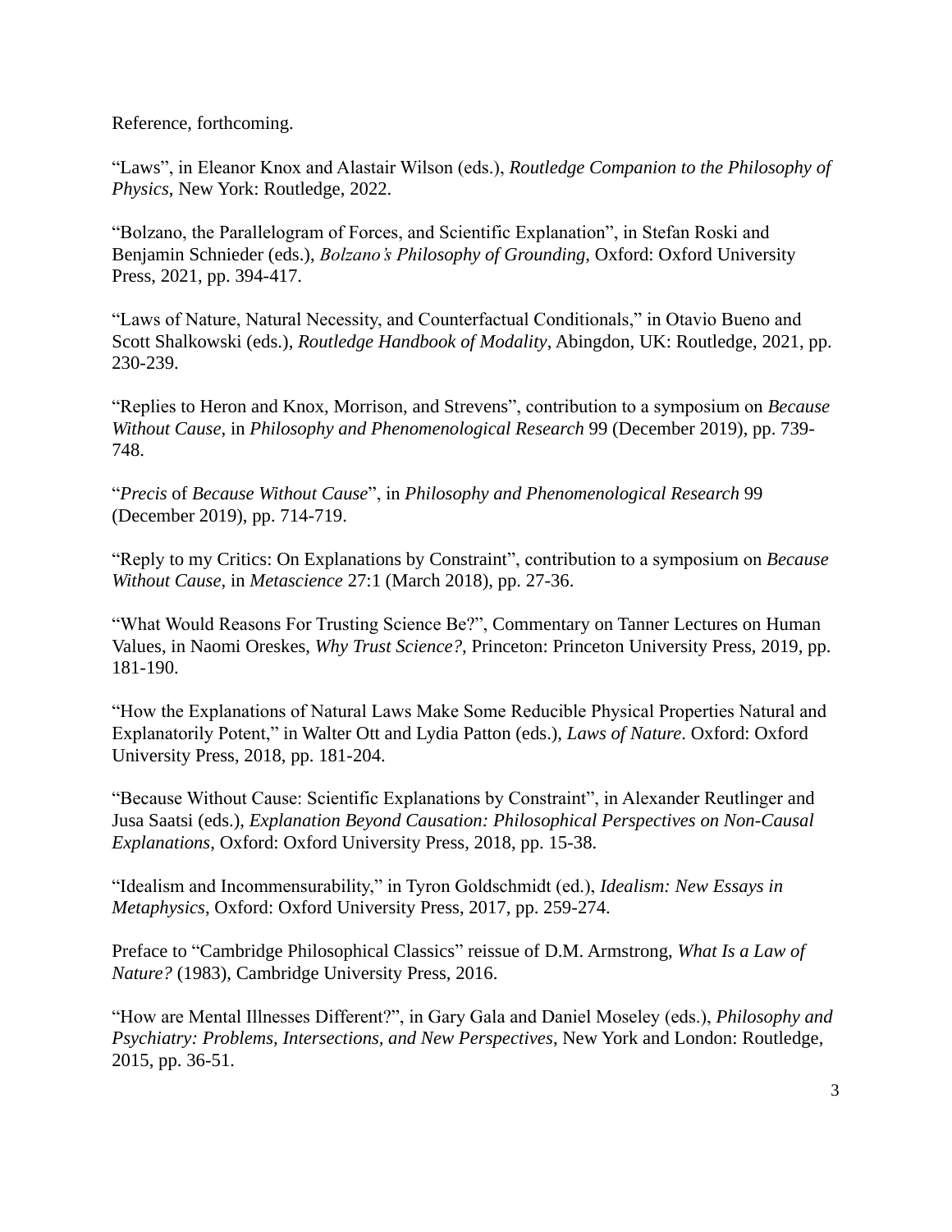Reference, forthcoming.

“Laws”, in Eleanor Knox and Alastair Wilson (eds.), *Routledge Companion to the Philosophy of Physics*, New York: Routledge, 2022.

“Bolzano, the Parallelogram of Forces, and Scientific Explanation”, in Stefan Roski and Benjamin Schnieder (eds.), *Bolzano's Philosophy of Grounding*, Oxford: Oxford University Press, 2021, pp. 394-417.

“Laws of Nature, Natural Necessity, and Counterfactual Conditionals,” in Otavio Bueno and Scott Shalkowski (eds.), *Routledge Handbook of Modality*, Abingdon, UK: Routledge, 2021, pp. 230-239.

“Replies to Heron and Knox, Morrison, and Strevens”, contribution to a symposium on *Because Without Cause*, in *Philosophy and Phenomenological Research* 99 (December 2019), pp. 739-748.

“*Precis* of *Because Without Cause*”, in *Philosophy and Phenomenological Research* 99 (December 2019), pp. 714-719.

“Reply to my Critics: On Explanations by Constraint”, contribution to a symposium on *Because Without Cause*, in *Metascience* 27:1 (March 2018), pp. 27-36.

“What Would Reasons For Trusting Science Be?”, Commentary on Tanner Lectures on Human Values, in Naomi Oreskes, *Why Trust Science?*, Princeton: Princeton University Press, 2019, pp. 181-190.

“How the Explanations of Natural Laws Make Some Reducible Physical Properties Natural and Explanatorily Potent,” in Walter Ott and Lydia Patton (eds.), *Laws of Nature*. Oxford: Oxford University Press, 2018, pp. 181-204.

“Because Without Cause: Scientific Explanations by Constraint”, in Alexander Reutlinger and Jusa Saatsi (eds.), *Explanation Beyond Causation: Philosophical Perspectives on Non-Causal Explanations*, Oxford: Oxford University Press, 2018, pp. 15-38.

“Idealism and Incommensurability,” in Tyron Goldschmidt (ed.), *Idealism: New Essays in Metaphysics*, Oxford: Oxford University Press, 2017, pp. 259-274.

Preface to “Cambridge Philosophical Classics” reissue of D.M. Armstrong, *What Is a Law of Nature?* (1983), Cambridge University Press, 2016.

“How are Mental Illnesses Different?”, in Gary Gala and Daniel Moseley (eds.), *Philosophy and Psychiatry: Problems, Intersections, and New Perspectives*, New York and London: Routledge, 2015, pp. 36-51.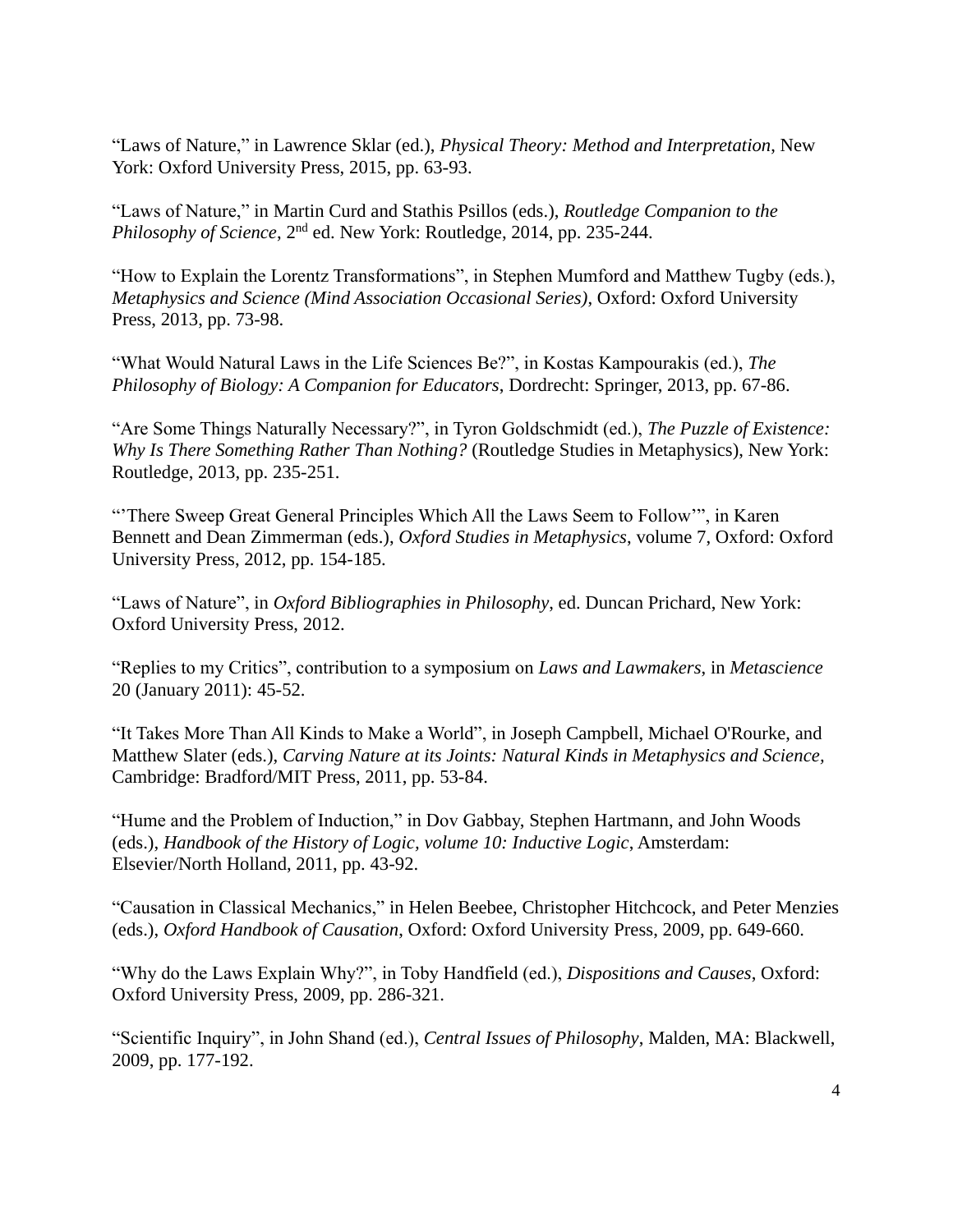"Laws of Nature," in Lawrence Sklar (ed.), *Physical Theory: Method and Interpretation*, New York: Oxford University Press, 2015, pp. 63-93.

"Laws of Nature," in Martin Curd and Stathis Psillos (eds.), *Routledge Companion to the Philosophy of Science*, 2nd ed. New York: Routledge, 2014, pp. 235-244.

"How to Explain the Lorentz Transformations", in Stephen Mumford and Matthew Tugby (eds.), *Metaphysics and Science (Mind Association Occasional Series)*, Oxford: Oxford University Press, 2013, pp. 73-98.

"What Would Natural Laws in the Life Sciences Be?", in Kostas Kampourakis (ed.), *The Philosophy of Biology: A Companion for Educators*, Dordrecht: Springer, 2013, pp. 67-86.

"Are Some Things Naturally Necessary?", in Tyron Goldschmidt (ed.), *The Puzzle of Existence: Why Is There Something Rather Than Nothing?* (Routledge Studies in Metaphysics), New York: Routledge, 2013, pp. 235-251.

"'There Sweep Great General Principles Which All the Laws Seem to Follow'", in Karen Bennett and Dean Zimmerman (eds.), *Oxford Studies in Metaphysics*, volume 7, Oxford: Oxford University Press, 2012, pp. 154-185.

"Laws of Nature", in *Oxford Bibliographies in Philosophy*, ed. Duncan Prichard, New York: Oxford University Press, 2012.

"Replies to my Critics", contribution to a symposium on *Laws and Lawmakers*, in *Metascience* 20 (January 2011): 45-52.

"It Takes More Than All Kinds to Make a World", in Joseph Campbell, Michael O'Rourke, and Matthew Slater (eds.), *Carving Nature at its Joints: Natural Kinds in Metaphysics and Science*, Cambridge: Bradford/MIT Press, 2011, pp. 53-84.

"Hume and the Problem of Induction," in Dov Gabbay, Stephen Hartmann, and John Woods (eds.), *Handbook of the History of Logic, volume 10: Inductive Logic*, Amsterdam: Elsevier/North Holland, 2011, pp. 43-92.

"Causation in Classical Mechanics," in Helen Beebee, Christopher Hitchcock, and Peter Menzies (eds.), *Oxford Handbook of Causation*, Oxford: Oxford University Press, 2009, pp. 649-660.

"Why do the Laws Explain Why?", in Toby Handfield (ed.), *Dispositions and Causes*, Oxford: Oxford University Press, 2009, pp. 286-321.

"Scientific Inquiry", in John Shand (ed.), *Central Issues of Philosophy*, Malden, MA: Blackwell, 2009, pp. 177-192.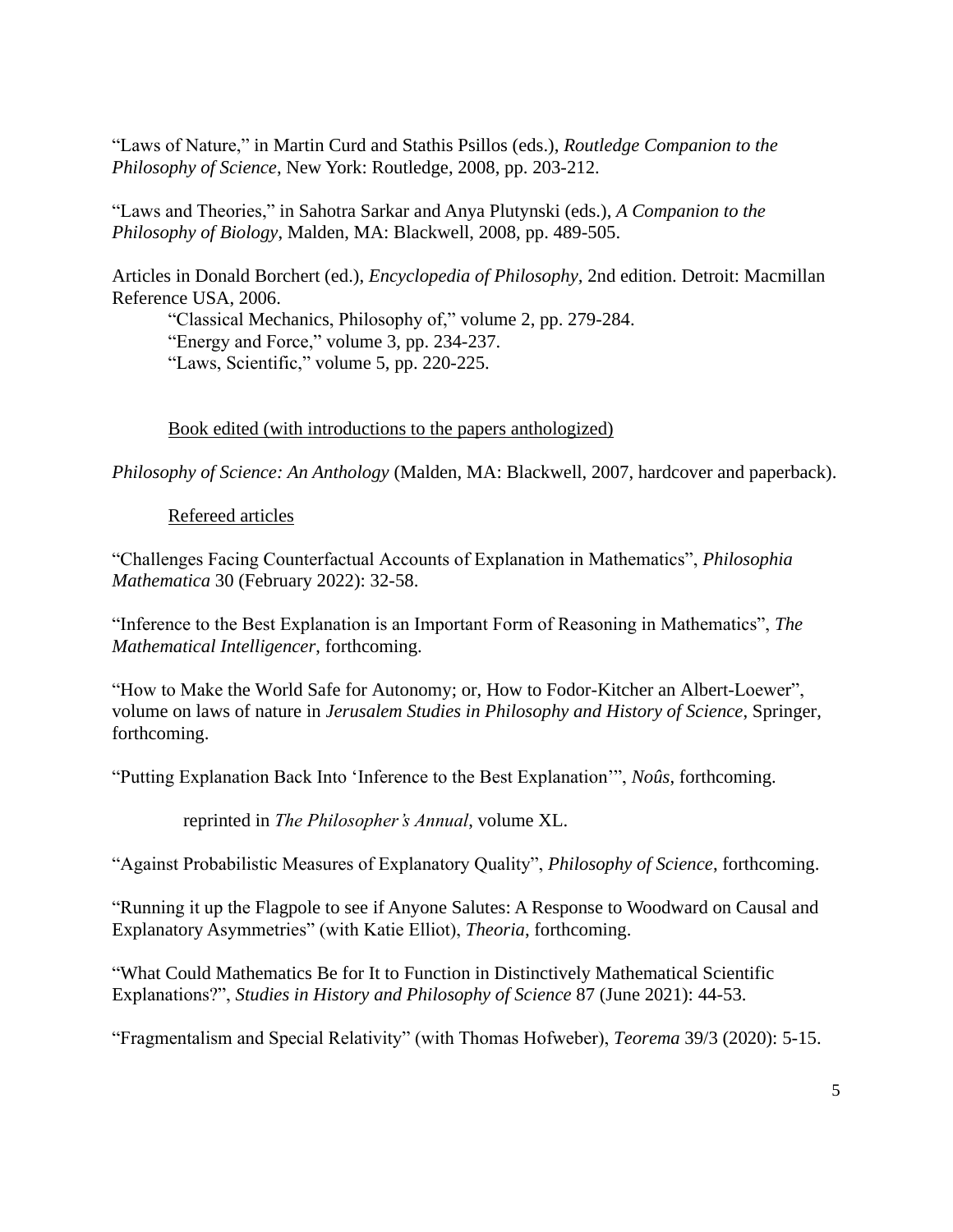"Laws of Nature," in Martin Curd and Stathis Psillos (eds.), *Routledge Companion to the Philosophy of Science*, New York: Routledge, 2008, pp. 203-212.

"Laws and Theories," in Sahotra Sarkar and Anya Plutynski (eds.), *A Companion to the Philosophy of Biology*, Malden, MA: Blackwell, 2008, pp. 489-505.

Articles in Donald Borchert (ed.), *Encyclopedia of Philosophy*, 2nd edition. Detroit: Macmillan Reference USA, 2006.

> "Classical Mechanics, Philosophy of," volume 2, pp. 279-284.
> "Energy and Force," volume 3, pp. 234-237.
> "Laws, Scientific," volume 5, pp. 220-225.

<u>Book edited (with introductions to the papers anthologized)</u>

*Philosophy of Science: An Anthology* (Malden, MA: Blackwell, 2007, hardcover and paperback).

<u>Refereed articles</u>

"Challenges Facing Counterfactual Accounts of Explanation in Mathematics", *Philosophia Mathematica* 30 (February 2022): 32-58.

"Inference to the Best Explanation is an Important Form of Reasoning in Mathematics", *The Mathematical Intelligencer*, forthcoming.

"How to Make the World Safe for Autonomy; or, How to Fodor-Kitcher an Albert-Loewer", volume on laws of nature in *Jerusalem Studies in Philosophy and History of Science*, Springer, forthcoming.

"Putting Explanation Back Into 'Inference to the Best Explanation'", *Noûs*, forthcoming.

> reprinted in *The Philosopher's Annual*, volume XL.

"Against Probabilistic Measures of Explanatory Quality", *Philosophy of Science*, forthcoming.

"Running it up the Flagpole to see if Anyone Salutes: A Response to Woodward on Causal and Explanatory Asymmetries" (with Katie Elliot), *Theoria*, forthcoming.

"What Could Mathematics Be for It to Function in Distinctively Mathematical Scientific Explanations?", *Studies in History and Philosophy of Science* 87 (June 2021): 44-53.

"Fragmentalism and Special Relativity" (with Thomas Hofweber), *Teorema* 39/3 (2020): 5-15.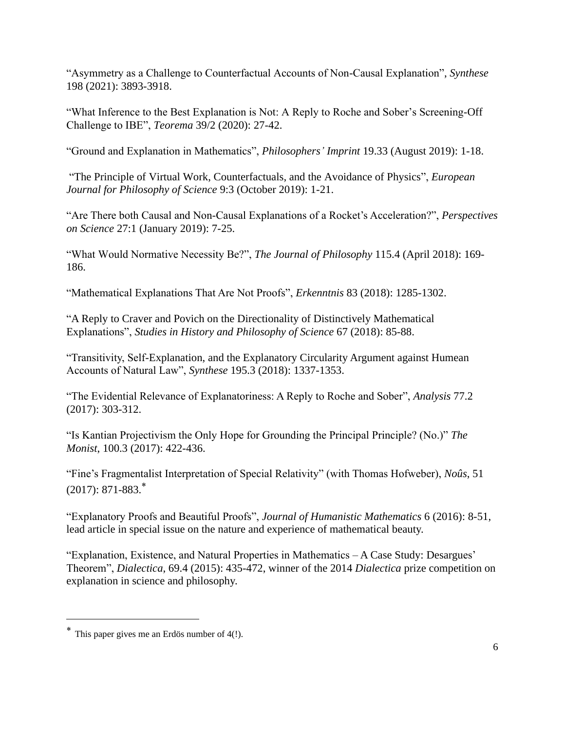"Asymmetry as a Challenge to Counterfactual Accounts of Non-Causal Explanation", *Synthese* 198 (2021): 3893-3918.

"What Inference to the Best Explanation is Not: A Reply to Roche and Sober's Screening-Off Challenge to IBE", *Teorema* 39/2 (2020): 27-42.

"Ground and Explanation in Mathematics", *Philosophers' Imprint* 19.33 (August 2019): 1-18.

"The Principle of Virtual Work, Counterfactuals, and the Avoidance of Physics", *European Journal for Philosophy of Science* 9:3 (October 2019): 1-21.

"Are There both Causal and Non-Causal Explanations of a Rocket's Acceleration?", *Perspectives on Science* 27:1 (January 2019): 7-25.

"What Would Normative Necessity Be?", *The Journal of Philosophy* 115.4 (April 2018): 169-186.

"Mathematical Explanations That Are Not Proofs", *Erkenntnis* 83 (2018): 1285-1302.

"A Reply to Craver and Povich on the Directionality of Distinctively Mathematical Explanations", *Studies in History and Philosophy of Science* 67 (2018): 85-88.

"Transitivity, Self-Explanation, and the Explanatory Circularity Argument against Humean Accounts of Natural Law", *Synthese* 195.3 (2018): 1337-1353.

"The Evidential Relevance of Explanatoriness: A Reply to Roche and Sober", *Analysis* 77.2 (2017): 303-312.

"Is Kantian Projectivism the Only Hope for Grounding the Principal Principle? (No.)" *The Monist*, 100.3 (2017): 422-436.

"Fine's Fragmentalist Interpretation of Special Relativity" (with Thomas Hofweber), *Noûs*, 51 (2017): 871-883.*

"Explanatory Proofs and Beautiful Proofs", *Journal of Humanistic Mathematics* 6 (2016): 8-51, lead article in special issue on the nature and experience of mathematical beauty.

"Explanation, Existence, and Natural Properties in Mathematics – A Case Study: Desargues' Theorem", *Dialectica*, 69.4 (2015): 435-472, winner of the 2014 *Dialectica* prize competition on explanation in science and philosophy.

---

* This paper gives me an Erdös number of 4(!).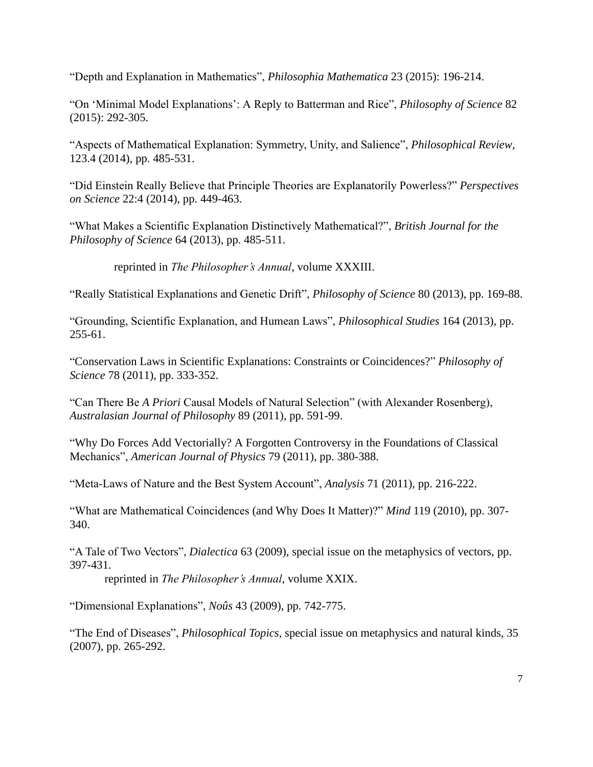"Depth and Explanation in Mathematics", *Philosophia Mathematica* 23 (2015): 196-214.

"On 'Minimal Model Explanations': A Reply to Batterman and Rice", *Philosophy of Science* 82 (2015): 292-305.

"Aspects of Mathematical Explanation: Symmetry, Unity, and Salience", *Philosophical Review*, 123.4 (2014), pp. 485-531.

"Did Einstein Really Believe that Principle Theories are Explanatorily Powerless?" *Perspectives on Science* 22:4 (2014), pp. 449-463.

"What Makes a Scientific Explanation Distinctively Mathematical?", *British Journal for the Philosophy of Science* 64 (2013), pp. 485-511.

reprinted in *The Philosopher's Annual*, volume XXXIII.

"Really Statistical Explanations and Genetic Drift", *Philosophy of Science* 80 (2013), pp. 169-88.

"Grounding, Scientific Explanation, and Humean Laws", *Philosophical Studies* 164 (2013), pp. 255-61.

"Conservation Laws in Scientific Explanations: Constraints or Coincidences?" *Philosophy of Science* 78 (2011), pp. 333-352.

"Can There Be *A Priori* Causal Models of Natural Selection" (with Alexander Rosenberg), *Australasian Journal of Philosophy* 89 (2011), pp. 591-99.

"Why Do Forces Add Vectorially? A Forgotten Controversy in the Foundations of Classical Mechanics", *American Journal of Physics* 79 (2011), pp. 380-388.

"Meta-Laws of Nature and the Best System Account", *Analysis* 71 (2011), pp. 216-222.

"What are Mathematical Coincidences (and Why Does It Matter)?" *Mind* 119 (2010), pp. 307-340.

"A Tale of Two Vectors", *Dialectica* 63 (2009), special issue on the metaphysics of vectors, pp. 397-431.

reprinted in *The Philosopher's Annual*, volume XXIX.

"Dimensional Explanations", *Noûs* 43 (2009), pp. 742-775.

"The End of Diseases", *Philosophical Topics*, special issue on metaphysics and natural kinds, 35 (2007), pp. 265-292.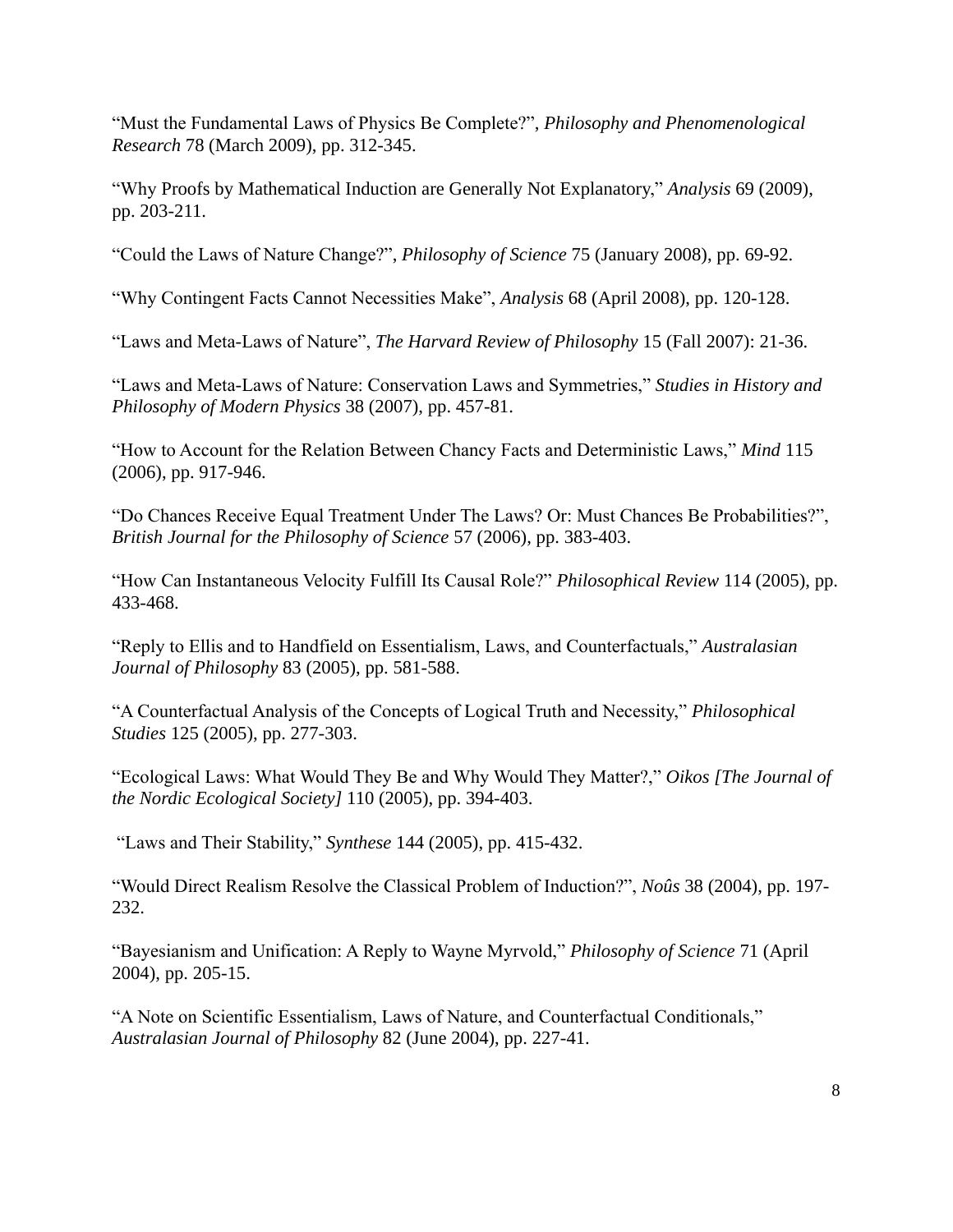“Must the Fundamental Laws of Physics Be Complete?”, *Philosophy and Phenomenological Research* 78 (March 2009), pp. 312-345.

“Why Proofs by Mathematical Induction are Generally Not Explanatory,” *Analysis* 69 (2009), pp. 203-211.

“Could the Laws of Nature Change?”, *Philosophy of Science* 75 (January 2008), pp. 69-92.

“Why Contingent Facts Cannot Necessities Make”, *Analysis* 68 (April 2008), pp. 120-128.

“Laws and Meta-Laws of Nature”, *The Harvard Review of Philosophy* 15 (Fall 2007): 21-36.

“Laws and Meta-Laws of Nature: Conservation Laws and Symmetries,” *Studies in History and Philosophy of Modern Physics* 38 (2007), pp. 457-81.

“How to Account for the Relation Between Chancy Facts and Deterministic Laws,” *Mind* 115 (2006), pp. 917-946.

“Do Chances Receive Equal Treatment Under The Laws? Or: Must Chances Be Probabilities?”, *British Journal for the Philosophy of Science* 57 (2006), pp. 383-403.

“How Can Instantaneous Velocity Fulfill Its Causal Role?” *Philosophical Review* 114 (2005), pp. 433-468.

“Reply to Ellis and to Handfield on Essentialism, Laws, and Counterfactuals,” *Australasian Journal of Philosophy* 83 (2005), pp. 581-588.

“A Counterfactual Analysis of the Concepts of Logical Truth and Necessity,” *Philosophical Studies* 125 (2005), pp. 277-303.

“Ecological Laws: What Would They Be and Why Would They Matter?,” *Oikos [The Journal of the Nordic Ecological Society]* 110 (2005), pp. 394-403.

“Laws and Their Stability,” *Synthese* 144 (2005), pp. 415-432.

“Would Direct Realism Resolve the Classical Problem of Induction?”, *Noûs* 38 (2004), pp. 197-232.

“Bayesianism and Unification: A Reply to Wayne Myrvold,” *Philosophy of Science* 71 (April 2004), pp. 205-15.

“A Note on Scientific Essentialism, Laws of Nature, and Counterfactual Conditionals,” *Australasian Journal of Philosophy* 82 (June 2004), pp. 227-41.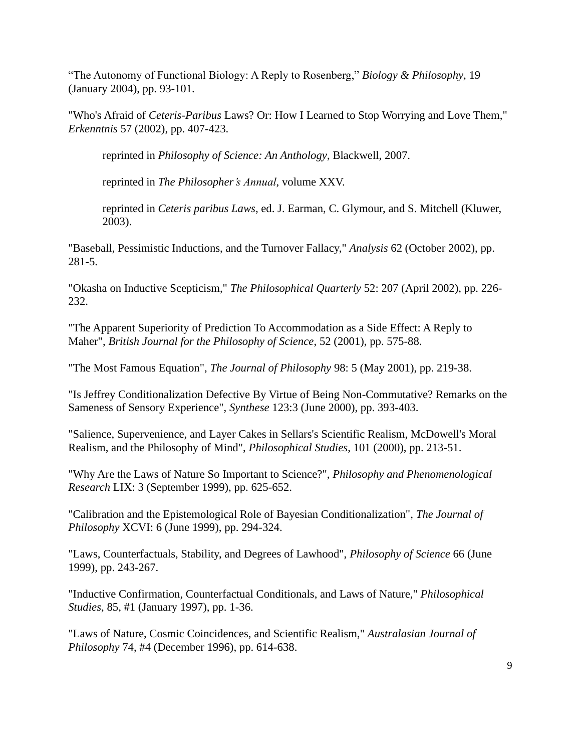"The Autonomy of Functional Biology: A Reply to Rosenberg," *Biology & Philosophy*, 19 (January 2004), pp. 93-101.

"Who's Afraid of *Ceteris-Paribus* Laws? Or: How I Learned to Stop Worrying and Love Them," *Erkenntnis* 57 (2002), pp. 407-423.

> reprinted in *Philosophy of Science: An Anthology*, Blackwell, 2007.
>
> reprinted in *The Philosopher's Annual*, volume XXV.
>
> reprinted in *Ceteris paribus Laws*, ed. J. Earman, C. Glymour, and S. Mitchell (Kluwer, 2003).

"Baseball, Pessimistic Inductions, and the Turnover Fallacy," *Analysis* 62 (October 2002), pp. 281-5.

"Okasha on Inductive Scepticism," *The Philosophical Quarterly* 52: 207 (April 2002), pp. 226-232.

"The Apparent Superiority of Prediction To Accommodation as a Side Effect: A Reply to Maher", *British Journal for the Philosophy of Science*, 52 (2001), pp. 575-88.

"The Most Famous Equation", *The Journal of Philosophy* 98: 5 (May 2001), pp. 219-38.

"Is Jeffrey Conditionalization Defective By Virtue of Being Non-Commutative? Remarks on the Sameness of Sensory Experience", *Synthese* 123:3 (June 2000), pp. 393-403.

"Salience, Supervenience, and Layer Cakes in Sellars's Scientific Realism, McDowell's Moral Realism, and the Philosophy of Mind", *Philosophical Studies*, 101 (2000), pp. 213-51.

"Why Are the Laws of Nature So Important to Science?", *Philosophy and Phenomenological Research* LIX: 3 (September 1999), pp. 625-652.

"Calibration and the Epistemological Role of Bayesian Conditionalization", *The Journal of Philosophy* XCVI: 6 (June 1999), pp. 294-324.

"Laws, Counterfactuals, Stability, and Degrees of Lawhood", *Philosophy of Science* 66 (June 1999), pp. 243-267.

"Inductive Confirmation, Counterfactual Conditionals, and Laws of Nature," *Philosophical Studies*, 85, #1 (January 1997), pp. 1-36.

"Laws of Nature, Cosmic Coincidences, and Scientific Realism," *Australasian Journal of Philosophy* 74, #4 (December 1996), pp. 614-638.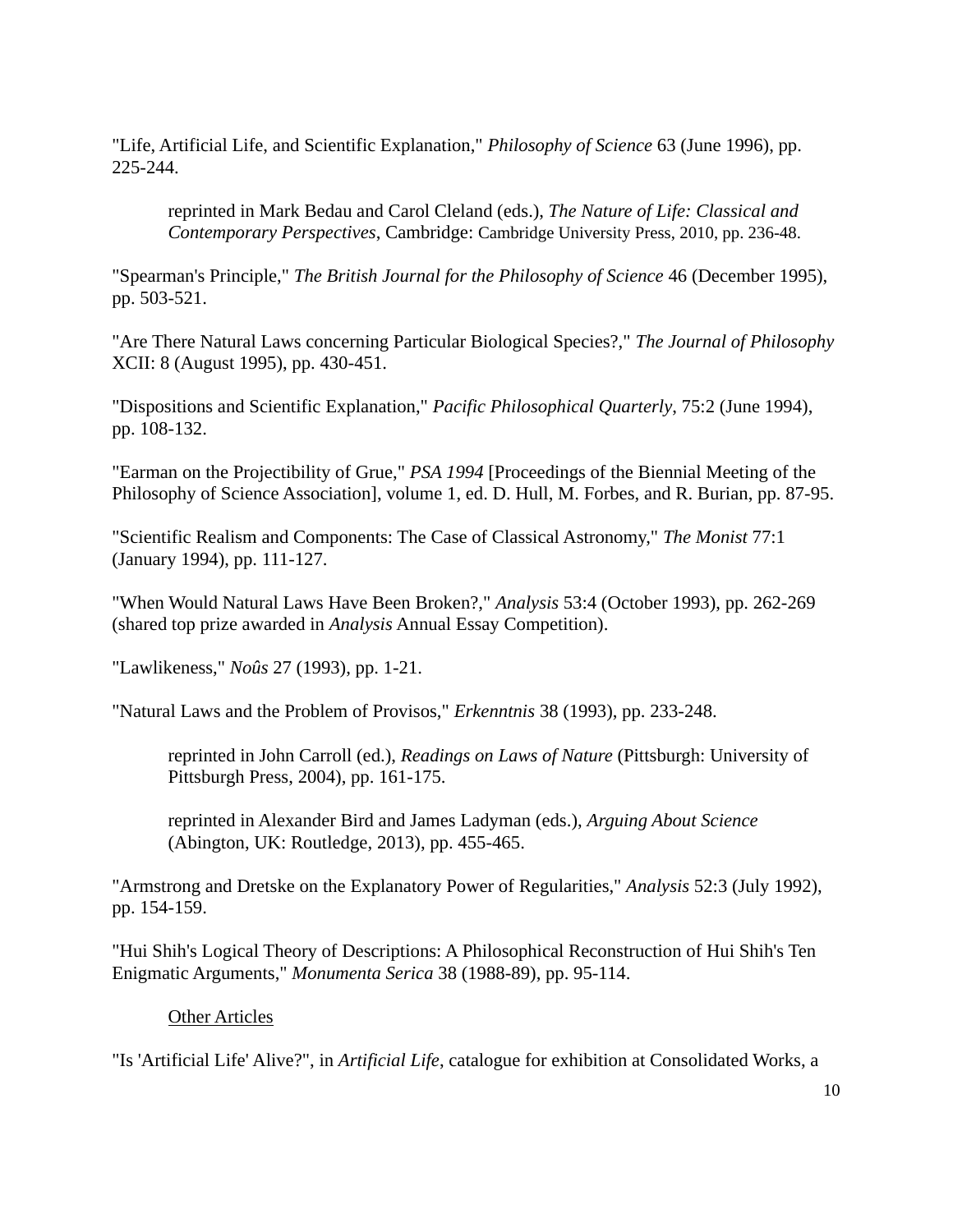"Life, Artificial Life, and Scientific Explanation," *Philosophy of Science* 63 (June 1996), pp. 225-244.

> reprinted in Mark Bedau and Carol Cleland (eds.), *The Nature of Life: Classical and Contemporary Perspectives*, Cambridge: Cambridge University Press, 2010, pp. 236-48.

"Spearman's Principle," *The British Journal for the Philosophy of Science* 46 (December 1995), pp. 503-521.

"Are There Natural Laws concerning Particular Biological Species?," *The Journal of Philosophy* XCII: 8 (August 1995), pp. 430-451.

"Dispositions and Scientific Explanation," *Pacific Philosophical Quarterly*, 75:2 (June 1994), pp. 108-132.

"Earman on the Projectibility of Grue," *PSA 1994* [Proceedings of the Biennial Meeting of the Philosophy of Science Association], volume 1, ed. D. Hull, M. Forbes, and R. Burian, pp. 87-95.

"Scientific Realism and Components: The Case of Classical Astronomy," *The Monist* 77:1 (January 1994), pp. 111-127.

"When Would Natural Laws Have Been Broken?," *Analysis* 53:4 (October 1993), pp. 262-269 (shared top prize awarded in *Analysis* Annual Essay Competition).

"Lawlikeness," *Noûs* 27 (1993), pp. 1-21.

"Natural Laws and the Problem of Provisos," *Erkenntnis* 38 (1993), pp. 233-248.

> reprinted in John Carroll (ed.), *Readings on Laws of Nature* (Pittsburgh: University of Pittsburgh Press, 2004), pp. 161-175.
>
> reprinted in Alexander Bird and James Ladyman (eds.), *Arguing About Science* (Abington, UK: Routledge, 2013), pp. 455-465.

"Armstrong and Dretske on the Explanatory Power of Regularities," *Analysis* 52:3 (July 1992), pp. 154-159.

"Hui Shih's Logical Theory of Descriptions: A Philosophical Reconstruction of Hui Shih's Ten Enigmatic Arguments," *Monumenta Serica* 38 (1988-89), pp. 95-114.

Other Articles

"Is 'Artificial Life' Alive?", in *Artificial Life*, catalogue for exhibition at Consolidated Works, a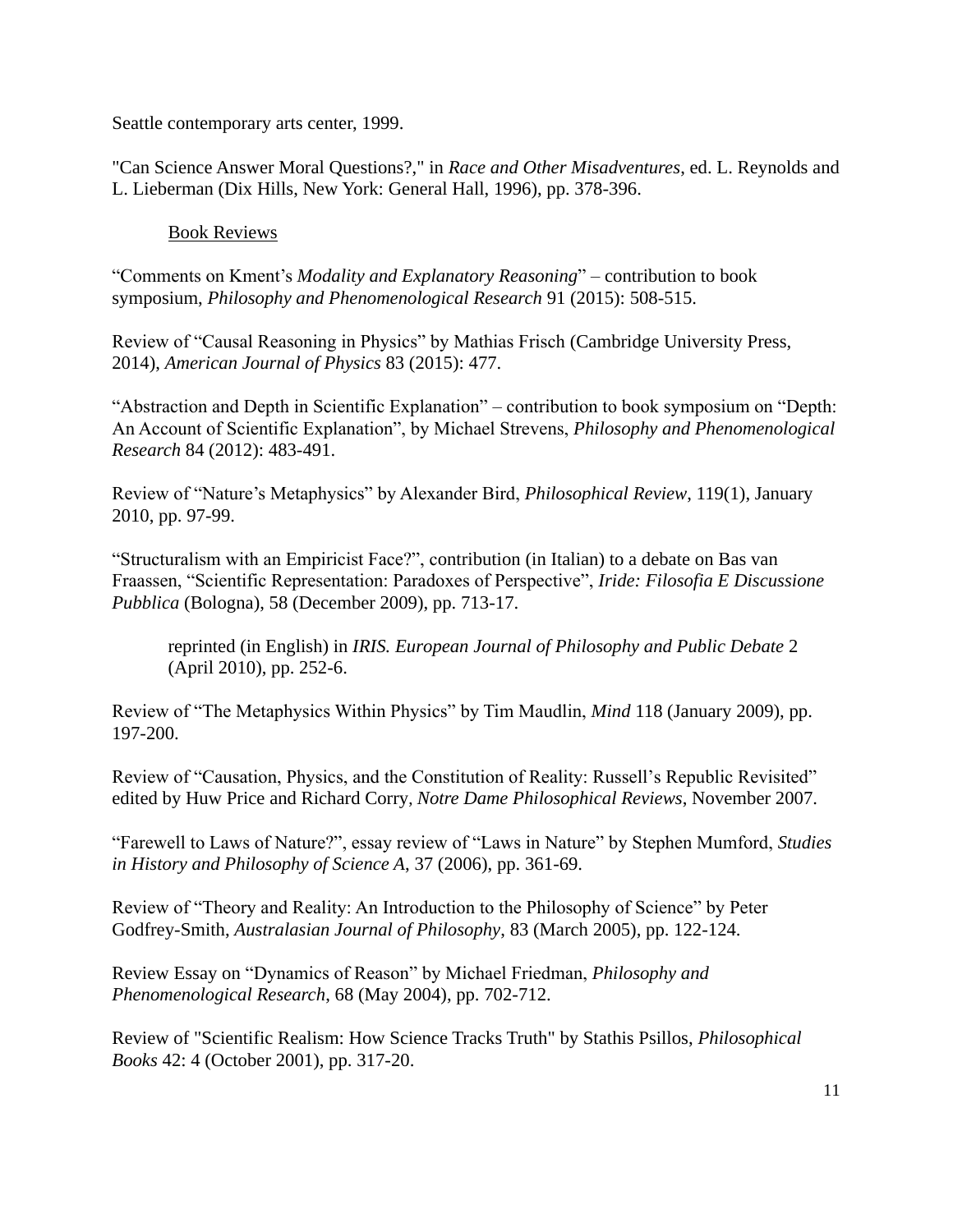Seattle contemporary arts center, 1999.

"Can Science Answer Moral Questions?," in *Race and Other Misadventures*, ed. L. Reynolds and L. Lieberman (Dix Hills, New York: General Hall, 1996), pp. 378-396.

## Book Reviews

"Comments on Kment's *Modality and Explanatory Reasoning*" – contribution to book symposium, *Philosophy and Phenomenological Research* 91 (2015): 508-515.

Review of "Causal Reasoning in Physics" by Mathias Frisch (Cambridge University Press, 2014), *American Journal of Physics* 83 (2015): 477.

"Abstraction and Depth in Scientific Explanation" – contribution to book symposium on "Depth: An Account of Scientific Explanation", by Michael Strevens, *Philosophy and Phenomenological Research* 84 (2012): 483-491.

Review of "Nature's Metaphysics" by Alexander Bird, *Philosophical Review*, 119(1), January 2010, pp. 97-99.

"Structuralism with an Empiricist Face?", contribution (in Italian) to a debate on Bas van Fraassen, "Scientific Representation: Paradoxes of Perspective", *Iride: Filosofia E Discussione Pubblica* (Bologna), 58 (December 2009), pp. 713-17.

> reprinted (in English) in *IRIS. European Journal of Philosophy and Public Debate* 2 (April 2010), pp. 252-6.

Review of "The Metaphysics Within Physics" by Tim Maudlin, *Mind* 118 (January 2009), pp. 197-200.

Review of "Causation, Physics, and the Constitution of Reality: Russell's Republic Revisited" edited by Huw Price and Richard Corry, *Notre Dame Philosophical Reviews*, November 2007.

"Farewell to Laws of Nature?", essay review of "Laws in Nature" by Stephen Mumford, *Studies in History and Philosophy of Science A*, 37 (2006), pp. 361-69.

Review of "Theory and Reality: An Introduction to the Philosophy of Science" by Peter Godfrey-Smith, *Australasian Journal of Philosophy*, 83 (March 2005), pp. 122-124.

Review Essay on "Dynamics of Reason" by Michael Friedman, *Philosophy and Phenomenological Research*, 68 (May 2004), pp. 702-712.

Review of "Scientific Realism: How Science Tracks Truth" by Stathis Psillos, *Philosophical Books* 42: 4 (October 2001), pp. 317-20.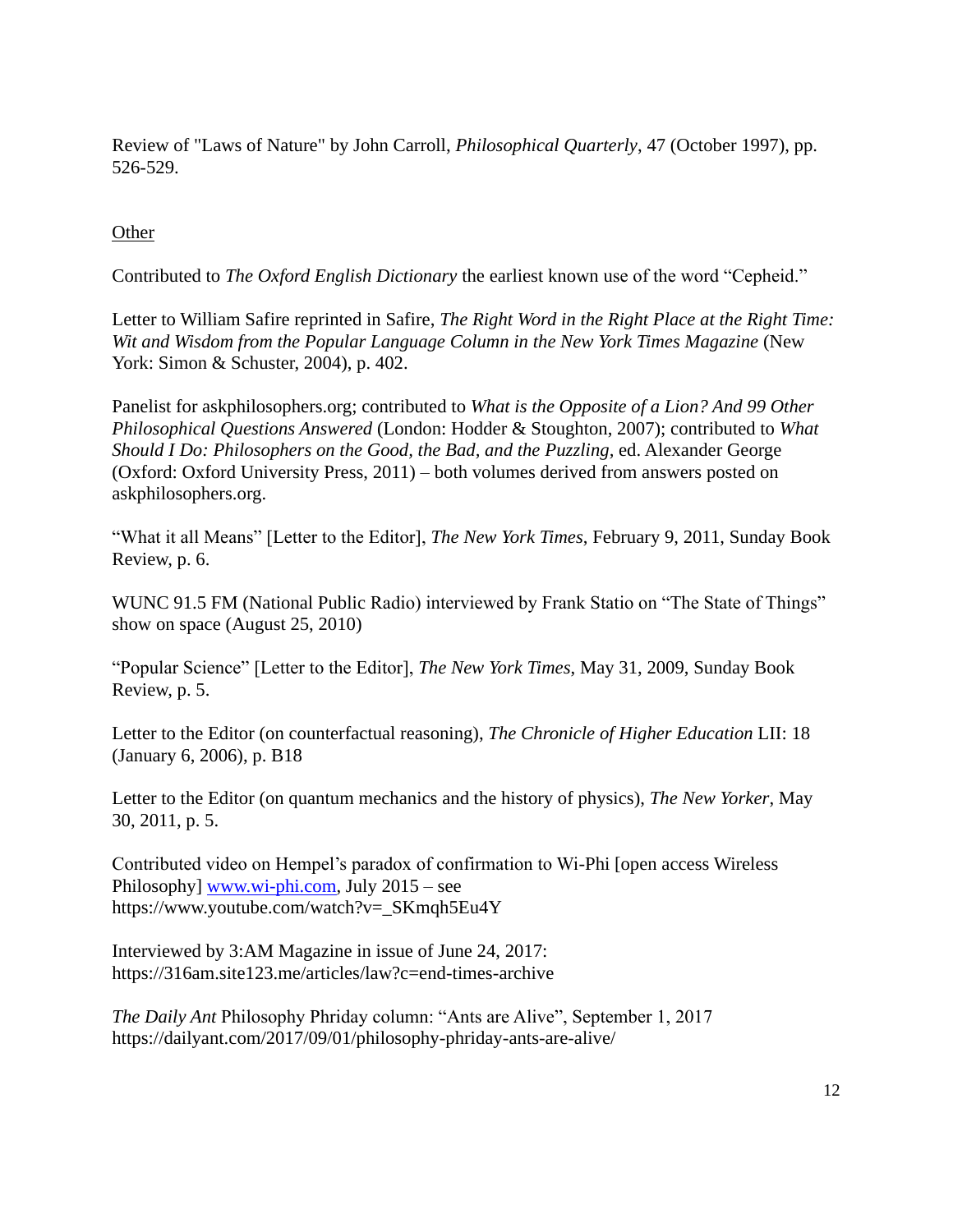Review of "Laws of Nature" by John Carroll, *Philosophical Quarterly*, 47 (October 1997), pp. 526-529.

Other

Contributed to *The Oxford English Dictionary* the earliest known use of the word "Cepheid."

Letter to William Safire reprinted in Safire, *The Right Word in the Right Place at the Right Time: Wit and Wisdom from the Popular Language Column in the New York Times Magazine* (New York: Simon & Schuster, 2004), p. 402.

Panelist for askphilosophers.org; contributed to *What is the Opposite of a Lion? And 99 Other Philosophical Questions Answered* (London: Hodder & Stoughton, 2007); contributed to *What Should I Do: Philosophers on the Good, the Bad, and the Puzzling*, ed. Alexander George (Oxford: Oxford University Press, 2011) – both volumes derived from answers posted on askphilosophers.org.

"What it all Means" [Letter to the Editor], *The New York Times*, February 9, 2011, Sunday Book Review, p. 6.

WUNC 91.5 FM (National Public Radio) interviewed by Frank Statio on "The State of Things" show on space (August 25, 2010)

"Popular Science" [Letter to the Editor], *The New York Times*, May 31, 2009, Sunday Book Review, p. 5.

Letter to the Editor (on counterfactual reasoning), *The Chronicle of Higher Education* LII: 18 (January 6, 2006), p. B18

Letter to the Editor (on quantum mechanics and the history of physics), *The New Yorker*, May 30, 2011, p. 5.

Contributed video on Hempel's paradox of confirmation to Wi-Phi [open access Wireless Philosophy] www.wi-phi.com, July 2015 – see https://www.youtube.com/watch?v=_SKmqh5Eu4Y

Interviewed by 3:AM Magazine in issue of June 24, 2017: https://316am.site123.me/articles/law?c=end-times-archive

*The Daily Ant* Philosophy Phriday column: "Ants are Alive", September 1, 2017 https://dailyant.com/2017/09/01/philosophy-phriday-ants-are-alive/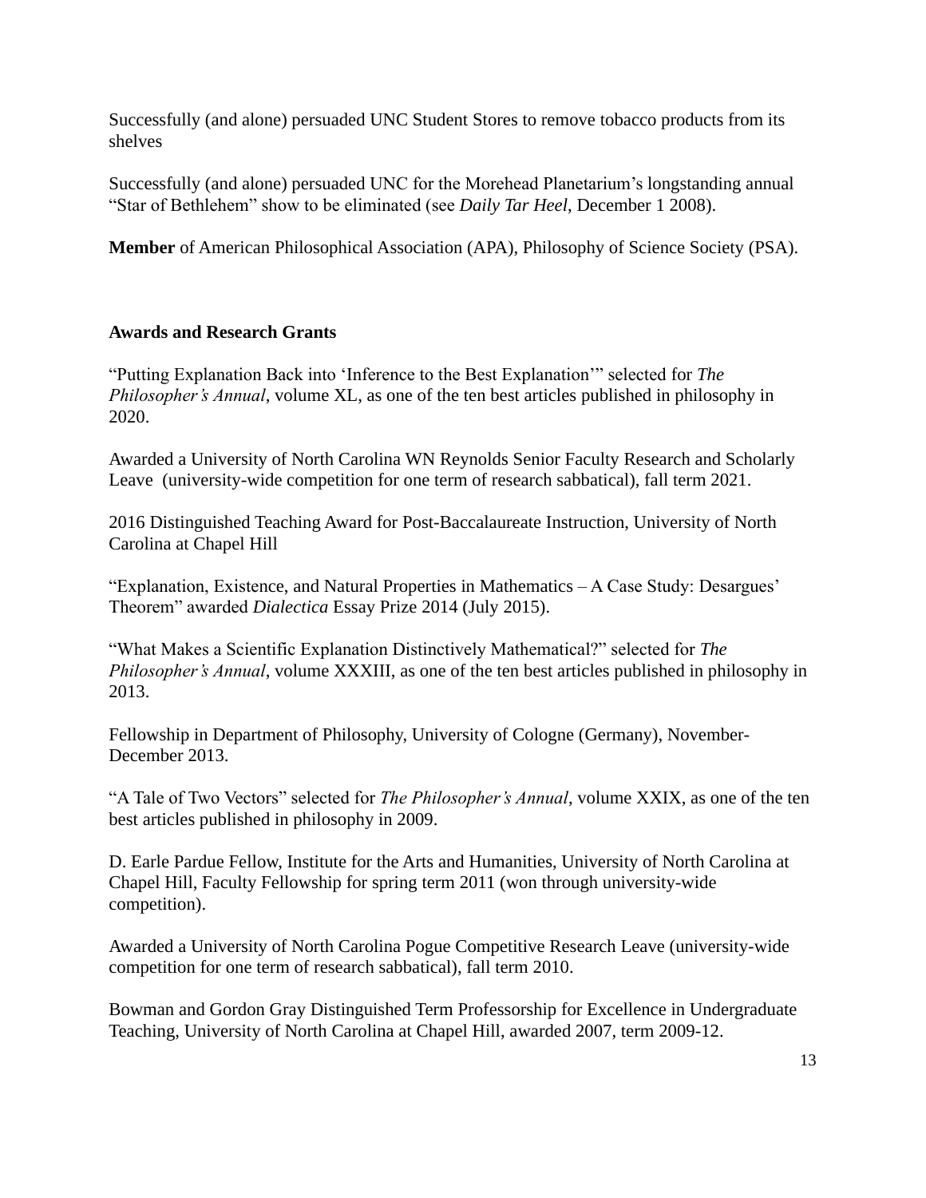Successfully (and alone) persuaded UNC Student Stores to remove tobacco products from its shelves

Successfully (and alone) persuaded UNC for the Morehead Planetarium's longstanding annual "Star of Bethlehem" show to be eliminated (see *Daily Tar Heel*, December 1 2008).

**Member** of American Philosophical Association (APA), Philosophy of Science Society (PSA).

## Awards and Research Grants

"Putting Explanation Back into 'Inference to the Best Explanation'" selected for *The Philosopher's Annual*, volume XL, as one of the ten best articles published in philosophy in 2020.

Awarded a University of North Carolina WN Reynolds Senior Faculty Research and Scholarly Leave (university-wide competition for one term of research sabbatical), fall term 2021.

2016 Distinguished Teaching Award for Post-Baccalaureate Instruction, University of North Carolina at Chapel Hill

"Explanation, Existence, and Natural Properties in Mathematics – A Case Study: Desargues' Theorem" awarded *Dialectica* Essay Prize 2014 (July 2015).

"What Makes a Scientific Explanation Distinctively Mathematical?" selected for *The Philosopher's Annual*, volume XXXIII, as one of the ten best articles published in philosophy in 2013.

Fellowship in Department of Philosophy, University of Cologne (Germany), November-December 2013.

"A Tale of Two Vectors" selected for *The Philosopher's Annual*, volume XXIX, as one of the ten best articles published in philosophy in 2009.

D. Earle Pardue Fellow, Institute for the Arts and Humanities, University of North Carolina at Chapel Hill, Faculty Fellowship for spring term 2011 (won through university-wide competition).

Awarded a University of North Carolina Pogue Competitive Research Leave (university-wide competition for one term of research sabbatical), fall term 2010.

Bowman and Gordon Gray Distinguished Term Professorship for Excellence in Undergraduate Teaching, University of North Carolina at Chapel Hill, awarded 2007, term 2009-12.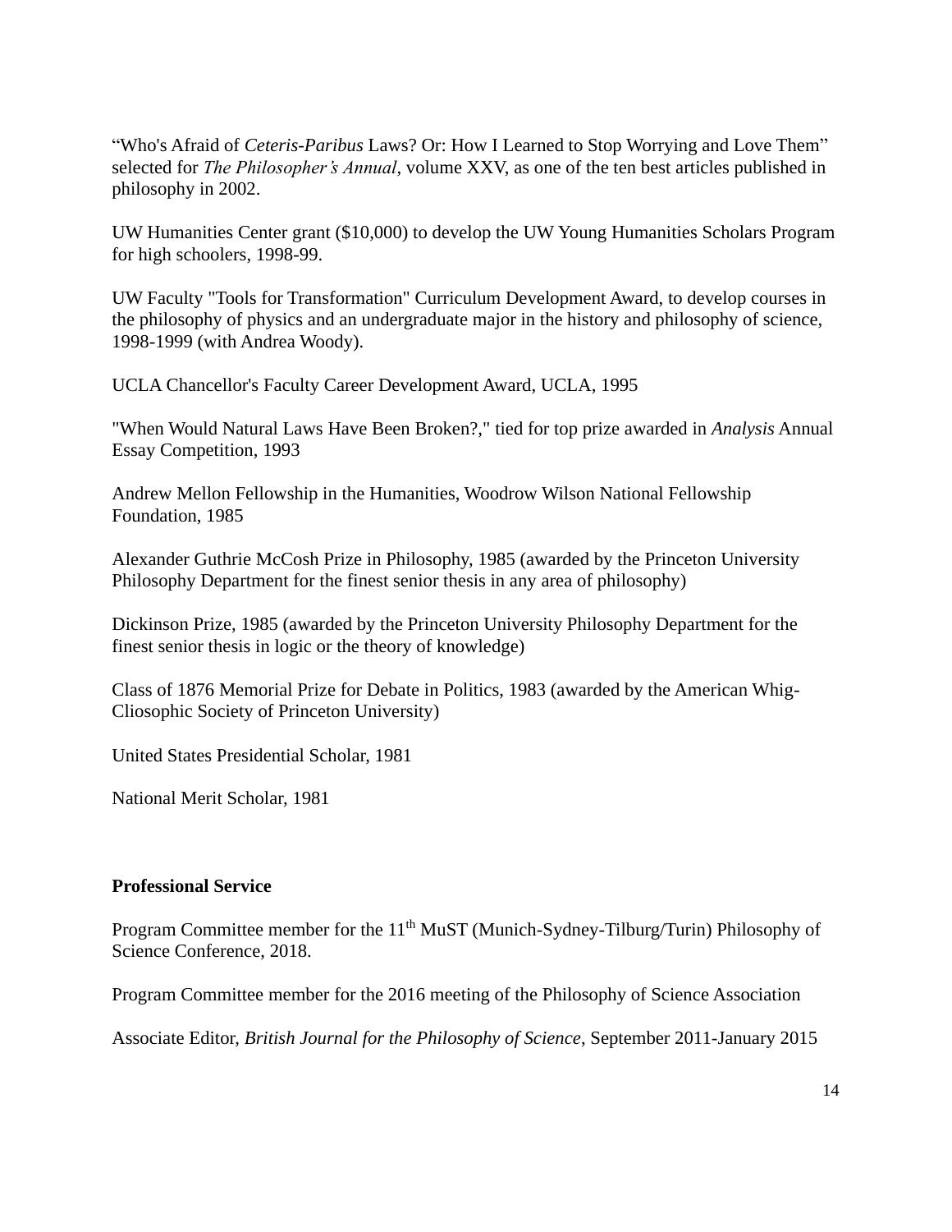"Who's Afraid of *Ceteris-Paribus* Laws? Or: How I Learned to Stop Worrying and Love Them" selected for *The Philosopher's Annual*, volume XXV, as one of the ten best articles published in philosophy in 2002.

UW Humanities Center grant ($10,000) to develop the UW Young Humanities Scholars Program for high schoolers, 1998-99.

UW Faculty "Tools for Transformation" Curriculum Development Award, to develop courses in the philosophy of physics and an undergraduate major in the history and philosophy of science, 1998-1999 (with Andrea Woody).

UCLA Chancellor's Faculty Career Development Award, UCLA, 1995

"When Would Natural Laws Have Been Broken?," tied for top prize awarded in *Analysis* Annual Essay Competition, 1993

Andrew Mellon Fellowship in the Humanities, Woodrow Wilson National Fellowship Foundation, 1985

Alexander Guthrie McCosh Prize in Philosophy, 1985 (awarded by the Princeton University Philosophy Department for the finest senior thesis in any area of philosophy)

Dickinson Prize, 1985 (awarded by the Princeton University Philosophy Department for the finest senior thesis in logic or the theory of knowledge)

Class of 1876 Memorial Prize for Debate in Politics, 1983 (awarded by the American Whig-Cliosophic Society of Princeton University)

United States Presidential Scholar, 1981

National Merit Scholar, 1981

**Professional Service**

Program Committee member for the 11th MuST (Munich-Sydney-Tilburg/Turin) Philosophy of Science Conference, 2018.

Program Committee member for the 2016 meeting of the Philosophy of Science Association

Associate Editor, *British Journal for the Philosophy of Science*, September 2011-January 2015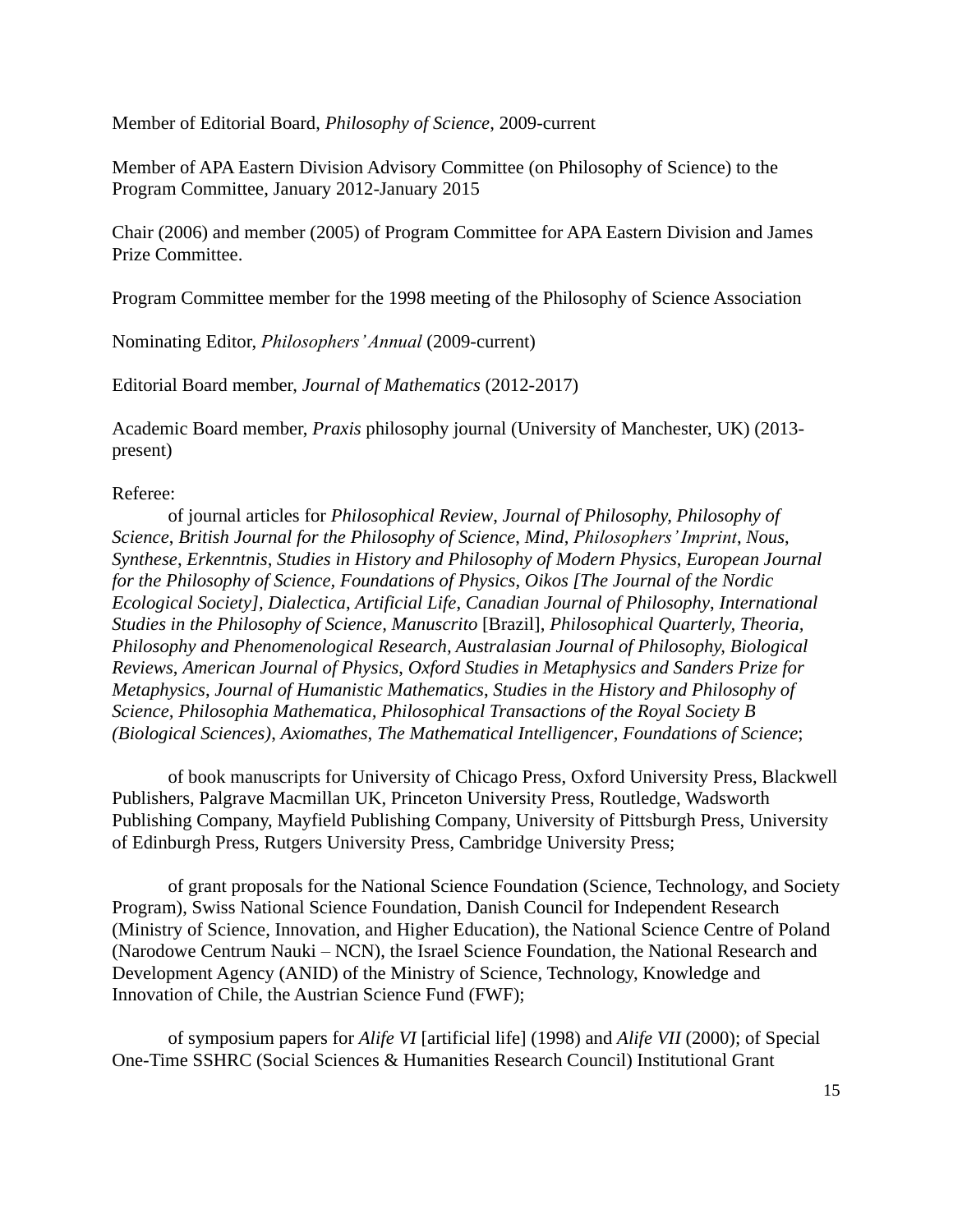Member of Editorial Board, *Philosophy of Science*, 2009-current

Member of APA Eastern Division Advisory Committee (on Philosophy of Science) to the Program Committee, January 2012-January 2015

Chair (2006) and member (2005) of Program Committee for APA Eastern Division and James Prize Committee.

Program Committee member for the 1998 meeting of the Philosophy of Science Association

Nominating Editor, *Philosophers' Annual* (2009-current)

Editorial Board member, *Journal of Mathematics* (2012-2017)

Academic Board member, *Praxis* philosophy journal (University of Manchester, UK) (2013-present)

Referee:

of journal articles for *Philosophical Review, Journal of Philosophy, Philosophy of Science*, *British Journal for the Philosophy of Science*, *Mind*, *Philosophers' Imprint*, *Nous*, *Synthese*, *Erkenntnis*, *Studies in History and Philosophy of Modern Physics*, *European Journal for the Philosophy of Science, Foundations of Physics*, *Oikos [The Journal of the Nordic Ecological Society], Dialectica*, *Artificial Life*, *Canadian Journal of Philosophy*, *International Studies in the Philosophy of Science, Manuscrito* [Brazil], *Philosophical Quarterly, Theoria, Philosophy and Phenomenological Research, Australasian Journal of Philosophy, Biological Reviews*, *American Journal of Physics*, *Oxford Studies in Metaphysics and Sanders Prize for Metaphysics*, *Journal of Humanistic Mathematics*, *Studies in the History and Philosophy of Science, Philosophia Mathematica, Philosophical Transactions of the Royal Society B (Biological Sciences), Axiomathes*, *The Mathematical Intelligencer*, *Foundations of Science*;

of book manuscripts for University of Chicago Press, Oxford University Press, Blackwell Publishers, Palgrave Macmillan UK, Princeton University Press, Routledge, Wadsworth Publishing Company, Mayfield Publishing Company, University of Pittsburgh Press, University of Edinburgh Press, Rutgers University Press, Cambridge University Press;

of grant proposals for the National Science Foundation (Science, Technology, and Society Program), Swiss National Science Foundation, Danish Council for Independent Research (Ministry of Science, Innovation, and Higher Education), the National Science Centre of Poland (Narodowe Centrum Nauki – NCN), the Israel Science Foundation, the National Research and Development Agency (ANID) of the Ministry of Science, Technology, Knowledge and Innovation of Chile, the Austrian Science Fund (FWF);

of symposium papers for *Alife VI* [artificial life] (1998) and *Alife VII* (2000); of Special One-Time SSHRC (Social Sciences & Humanities Research Council) Institutional Grant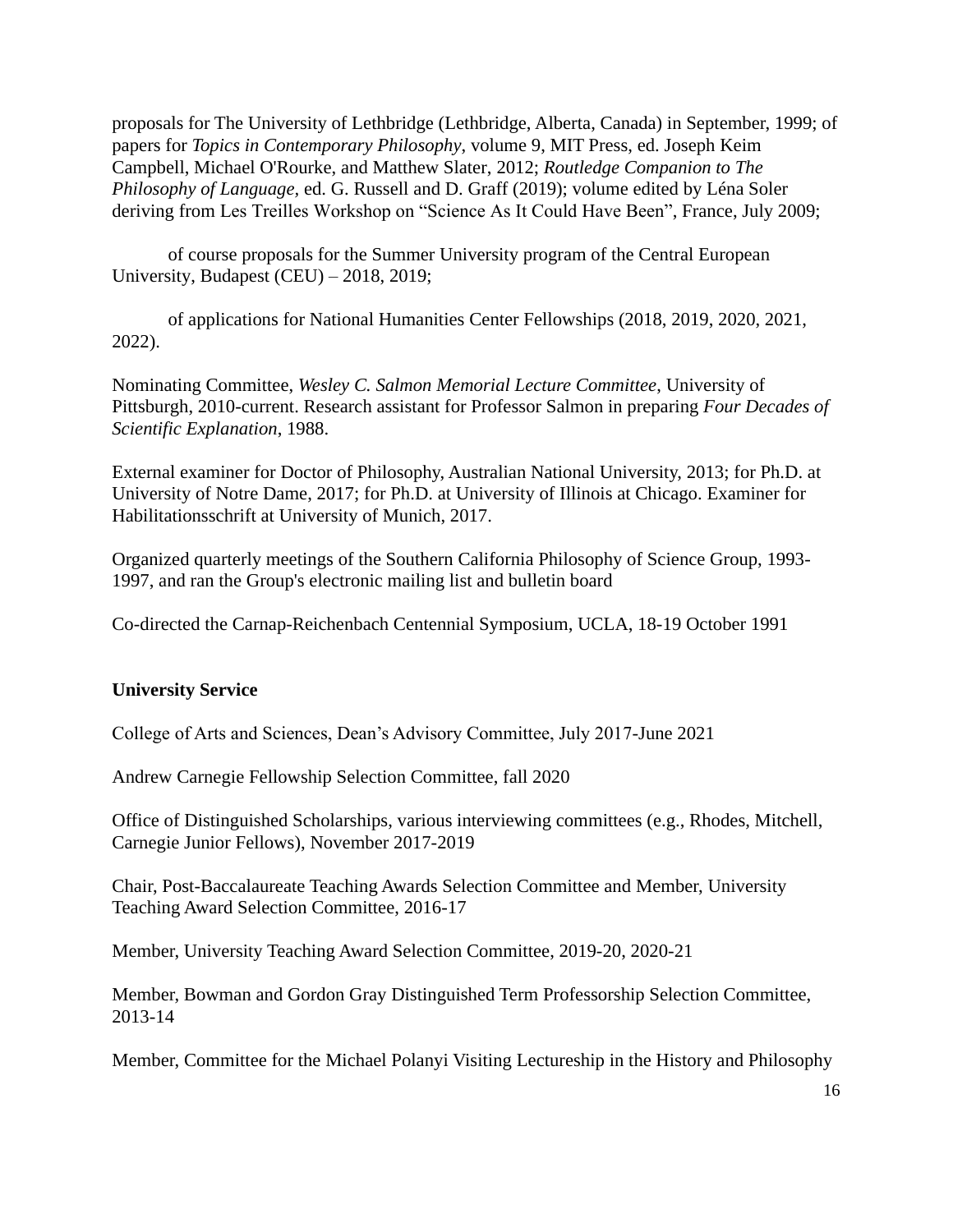proposals for The University of Lethbridge (Lethbridge, Alberta, Canada) in September, 1999; of papers for *Topics in Contemporary Philosophy*, volume 9, MIT Press, ed. Joseph Keim Campbell, Michael O'Rourke, and Matthew Slater, 2012; *Routledge Companion to The Philosophy of Language*, ed. G. Russell and D. Graff (2019); volume edited by Léna Soler deriving from Les Treilles Workshop on "Science As It Could Have Been", France, July 2009;

of course proposals for the Summer University program of the Central European University, Budapest (CEU) – 2018, 2019;

of applications for National Humanities Center Fellowships (2018, 2019, 2020, 2021, 2022).

Nominating Committee, *Wesley C. Salmon Memorial Lecture Committee*, University of Pittsburgh, 2010-current. Research assistant for Professor Salmon in preparing *Four Decades of Scientific Explanation*, 1988.

External examiner for Doctor of Philosophy, Australian National University, 2013; for Ph.D. at University of Notre Dame, 2017; for Ph.D. at University of Illinois at Chicago. Examiner for Habilitationsschrift at University of Munich, 2017.

Organized quarterly meetings of the Southern California Philosophy of Science Group, 1993-1997, and ran the Group's electronic mailing list and bulletin board

Co-directed the Carnap-Reichenbach Centennial Symposium, UCLA, 18-19 October 1991

**University Service**

College of Arts and Sciences, Dean's Advisory Committee, July 2017-June 2021

Andrew Carnegie Fellowship Selection Committee, fall 2020

Office of Distinguished Scholarships, various interviewing committees (e.g., Rhodes, Mitchell, Carnegie Junior Fellows), November 2017-2019

Chair, Post-Baccalaureate Teaching Awards Selection Committee and Member, University Teaching Award Selection Committee, 2016-17

Member, University Teaching Award Selection Committee, 2019-20, 2020-21

Member, Bowman and Gordon Gray Distinguished Term Professorship Selection Committee, 2013-14

Member, Committee for the Michael Polanyi Visiting Lectureship in the History and Philosophy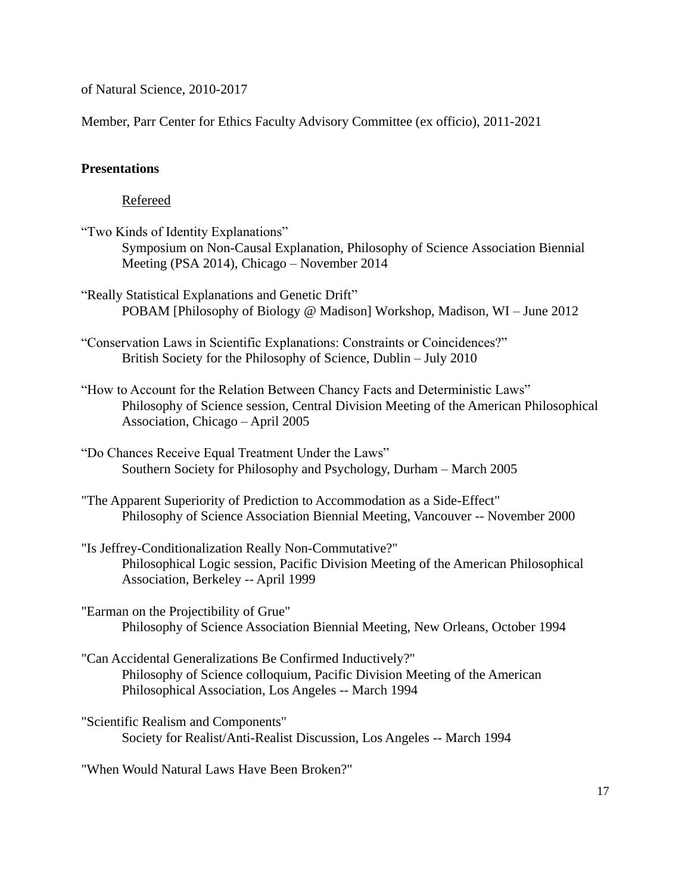of Natural Science, 2010-2017

Member, Parr Center for Ethics Faculty Advisory Committee (ex officio), 2011-2021

**Presentations**

Refereed

"Two Kinds of Identity Explanations"
Symposium on Non-Causal Explanation, Philosophy of Science Association Biennial Meeting (PSA 2014), Chicago – November 2014

"Really Statistical Explanations and Genetic Drift"
POBAM [Philosophy of Biology @ Madison] Workshop, Madison, WI – June 2012

"Conservation Laws in Scientific Explanations: Constraints or Coincidences?"
British Society for the Philosophy of Science, Dublin – July 2010

"How to Account for the Relation Between Chancy Facts and Deterministic Laws"
Philosophy of Science session, Central Division Meeting of the American Philosophical Association, Chicago – April 2005

"Do Chances Receive Equal Treatment Under the Laws"
Southern Society for Philosophy and Psychology, Durham – March 2005

"The Apparent Superiority of Prediction to Accommodation as a Side-Effect"
Philosophy of Science Association Biennial Meeting, Vancouver -- November 2000

"Is Jeffrey-Conditionalization Really Non-Commutative?"
Philosophical Logic session, Pacific Division Meeting of the American Philosophical Association, Berkeley -- April 1999

"Earman on the Projectibility of Grue"
Philosophy of Science Association Biennial Meeting, New Orleans, October 1994

"Can Accidental Generalizations Be Confirmed Inductively?"
Philosophy of Science colloquium, Pacific Division Meeting of the American Philosophical Association, Los Angeles -- March 1994

"Scientific Realism and Components"
Society for Realist/Anti-Realist Discussion, Los Angeles -- March 1994

"When Would Natural Laws Have Been Broken?"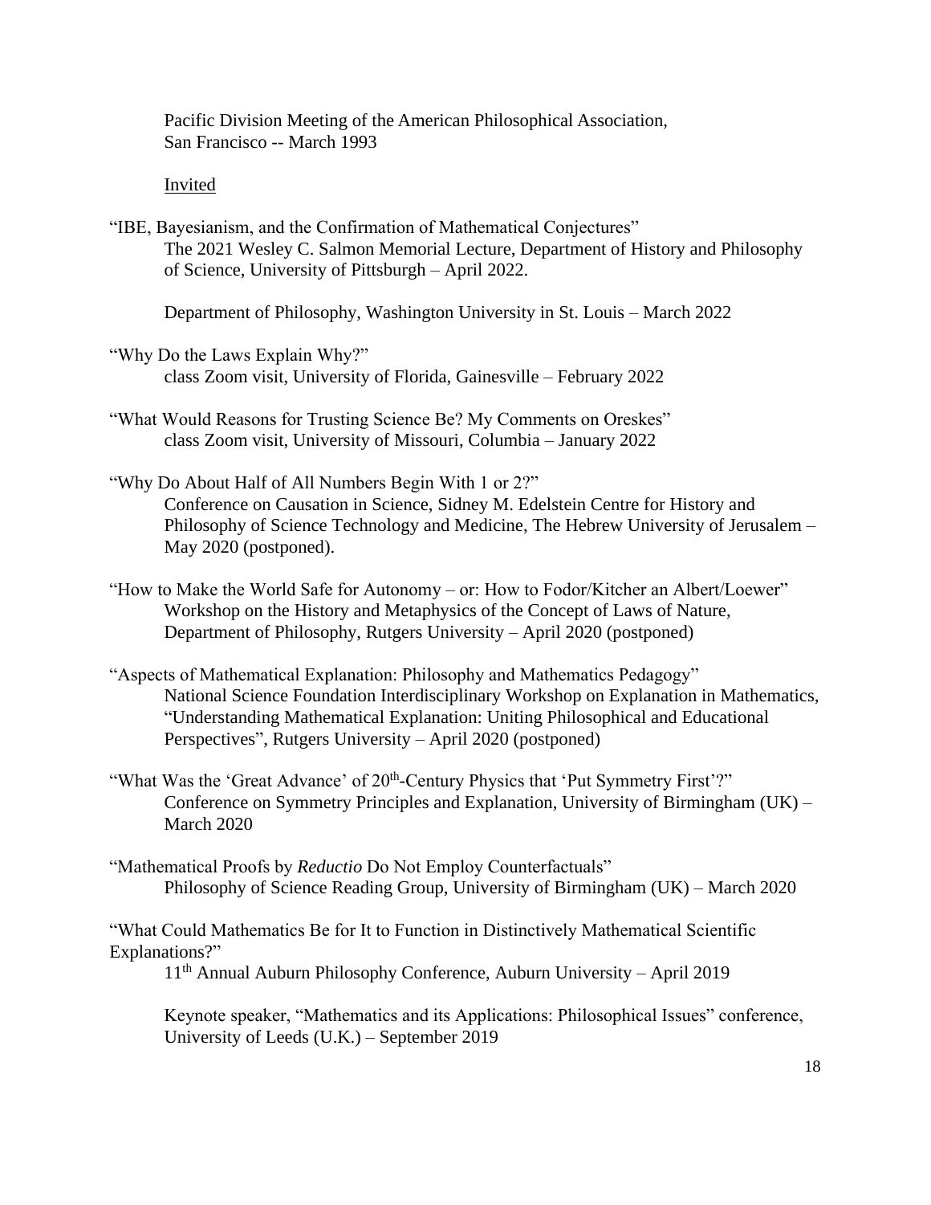Pacific Division Meeting of the American Philosophical Association, San Francisco -- March 1993

Invited

"IBE, Bayesianism, and the Confirmation of Mathematical Conjectures"
The 2021 Wesley C. Salmon Memorial Lecture, Department of History and Philosophy of Science, University of Pittsburgh – April 2022.

Department of Philosophy, Washington University in St. Louis – March 2022

"Why Do the Laws Explain Why?"
class Zoom visit, University of Florida, Gainesville – February 2022

"What Would Reasons for Trusting Science Be? My Comments on Oreskes"
class Zoom visit, University of Missouri, Columbia – January 2022

"Why Do About Half of All Numbers Begin With 1 or 2?"
Conference on Causation in Science, Sidney M. Edelstein Centre for History and Philosophy of Science Technology and Medicine, The Hebrew University of Jerusalem – May 2020 (postponed).

"How to Make the World Safe for Autonomy – or: How to Fodor/Kitcher an Albert/Loewer"
Workshop on the History and Metaphysics of the Concept of Laws of Nature, Department of Philosophy, Rutgers University – April 2020 (postponed)

"Aspects of Mathematical Explanation: Philosophy and Mathematics Pedagogy"
National Science Foundation Interdisciplinary Workshop on Explanation in Mathematics, "Understanding Mathematical Explanation: Uniting Philosophical and Educational Perspectives", Rutgers University – April 2020 (postponed)

"What Was the 'Great Advance' of 20th-Century Physics that 'Put Symmetry First'?"
Conference on Symmetry Principles and Explanation, University of Birmingham (UK) – March 2020

"Mathematical Proofs by *Reductio* Do Not Employ Counterfactuals"
Philosophy of Science Reading Group, University of Birmingham (UK) – March 2020

"What Could Mathematics Be for It to Function in Distinctively Mathematical Scientific Explanations?"
11th Annual Auburn Philosophy Conference, Auburn University – April 2019

Keynote speaker, "Mathematics and its Applications: Philosophical Issues" conference, University of Leeds (U.K.) – September 2019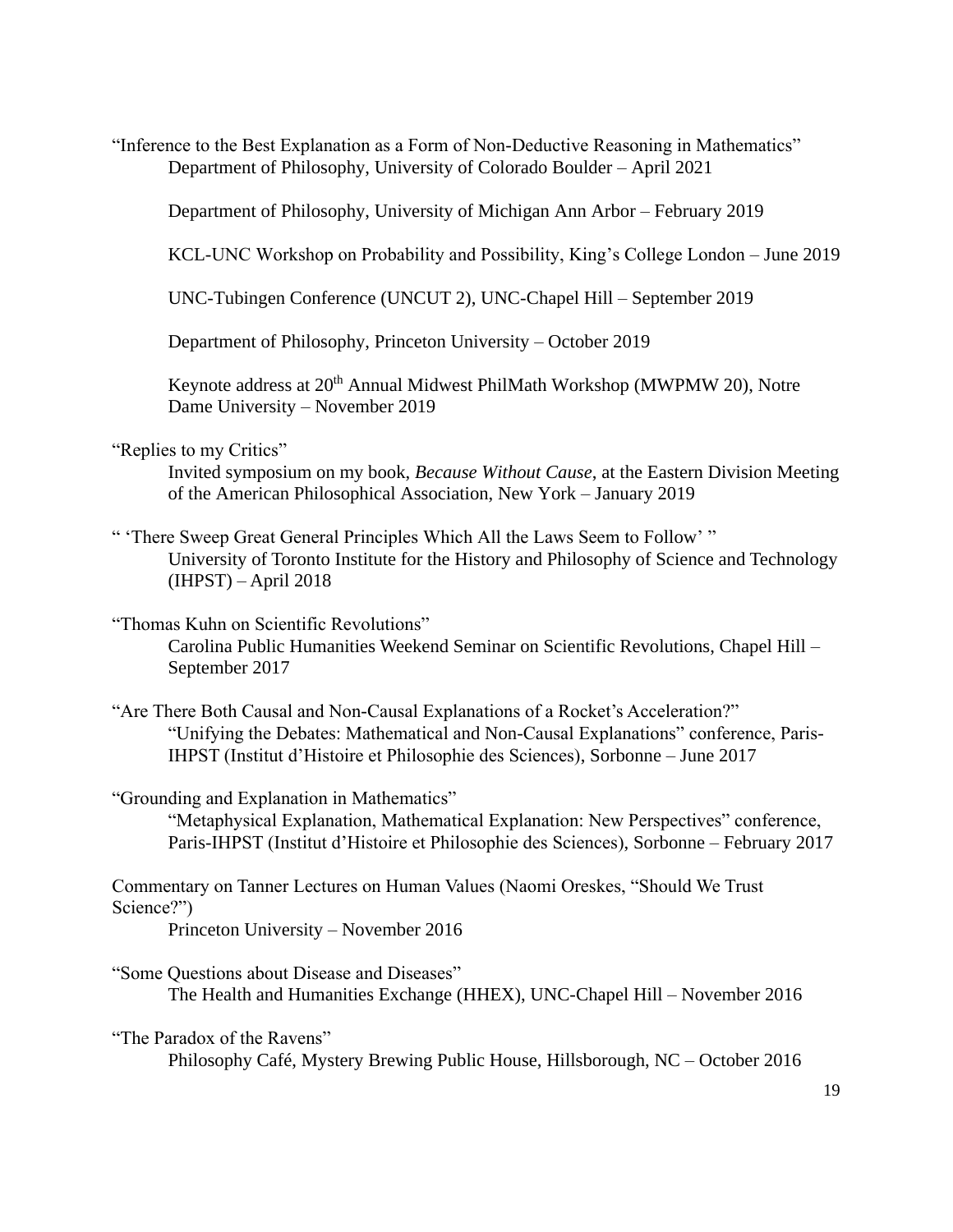"Inference to the Best Explanation as a Form of Non-Deductive Reasoning in Mathematics"
    Department of Philosophy, University of Colorado Boulder – April 2021

    Department of Philosophy, University of Michigan Ann Arbor – February 2019

    KCL-UNC Workshop on Probability and Possibility, King's College London – June 2019

    UNC-Tubingen Conference (UNCUT 2), UNC-Chapel Hill – September 2019

    Department of Philosophy, Princeton University – October 2019

    Keynote address at 20th Annual Midwest PhilMath Workshop (MWPMW 20), Notre Dame University – November 2019

"Replies to my Critics"
    Invited symposium on my book, *Because Without Cause*, at the Eastern Division Meeting of the American Philosophical Association, New York – January 2019

" 'There Sweep Great General Principles Which All the Laws Seem to Follow' "
    University of Toronto Institute for the History and Philosophy of Science and Technology (IHPST) – April 2018

"Thomas Kuhn on Scientific Revolutions"
    Carolina Public Humanities Weekend Seminar on Scientific Revolutions, Chapel Hill – September 2017

"Are There Both Causal and Non-Causal Explanations of a Rocket's Acceleration?"
    "Unifying the Debates: Mathematical and Non-Causal Explanations" conference, Paris-IHPST (Institut d'Histoire et Philosophie des Sciences), Sorbonne – June 2017

"Grounding and Explanation in Mathematics"
    "Metaphysical Explanation, Mathematical Explanation: New Perspectives" conference, Paris-IHPST (Institut d'Histoire et Philosophie des Sciences), Sorbonne – February 2017

Commentary on Tanner Lectures on Human Values (Naomi Oreskes, "Should We Trust Science?")
    Princeton University – November 2016

"Some Questions about Disease and Diseases"
    The Health and Humanities Exchange (HHEX), UNC-Chapel Hill – November 2016

"The Paradox of the Ravens"
    Philosophy Café, Mystery Brewing Public House, Hillsborough, NC – October 2016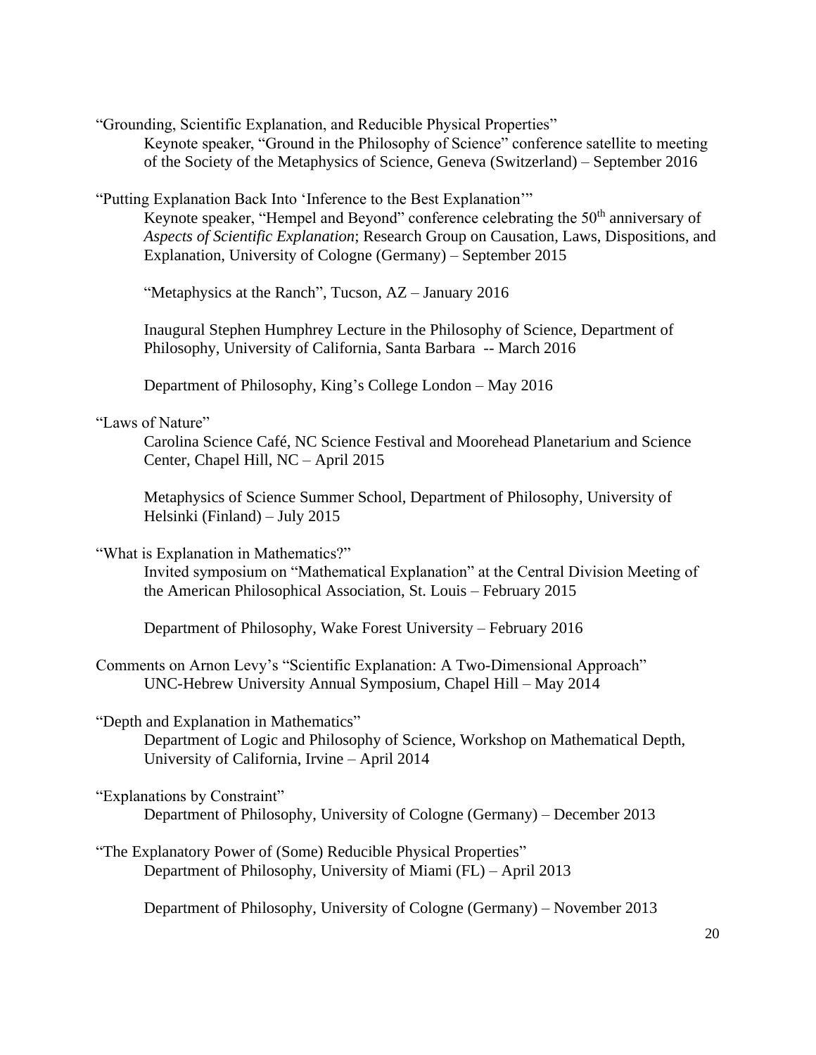"Grounding, Scientific Explanation, and Reducible Physical Properties"

Keynote speaker, "Ground in the Philosophy of Science" conference satellite to meeting of the Society of the Metaphysics of Science, Geneva (Switzerland) – September 2016

"Putting Explanation Back Into 'Inference to the Best Explanation'"

Keynote speaker, "Hempel and Beyond" conference celebrating the 50th anniversary of *Aspects of Scientific Explanation*; Research Group on Causation, Laws, Dispositions, and Explanation, University of Cologne (Germany) – September 2015

"Metaphysics at the Ranch", Tucson, AZ – January 2016

Inaugural Stephen Humphrey Lecture in the Philosophy of Science, Department of Philosophy, University of California, Santa Barbara -- March 2016

Department of Philosophy, King's College London – May 2016

"Laws of Nature"

Carolina Science Café, NC Science Festival and Moorehead Planetarium and Science Center, Chapel Hill, NC – April 2015

Metaphysics of Science Summer School, Department of Philosophy, University of Helsinki (Finland) – July 2015

"What is Explanation in Mathematics?"

Invited symposium on "Mathematical Explanation" at the Central Division Meeting of the American Philosophical Association, St. Louis – February 2015

Department of Philosophy, Wake Forest University – February 2016

Comments on Arnon Levy's "Scientific Explanation: A Two-Dimensional Approach"

UNC-Hebrew University Annual Symposium, Chapel Hill – May 2014

"Depth and Explanation in Mathematics"

Department of Logic and Philosophy of Science, Workshop on Mathematical Depth, University of California, Irvine – April 2014

"Explanations by Constraint"

Department of Philosophy, University of Cologne (Germany) – December 2013

"The Explanatory Power of (Some) Reducible Physical Properties"

Department of Philosophy, University of Miami (FL) – April 2013

Department of Philosophy, University of Cologne (Germany) – November 2013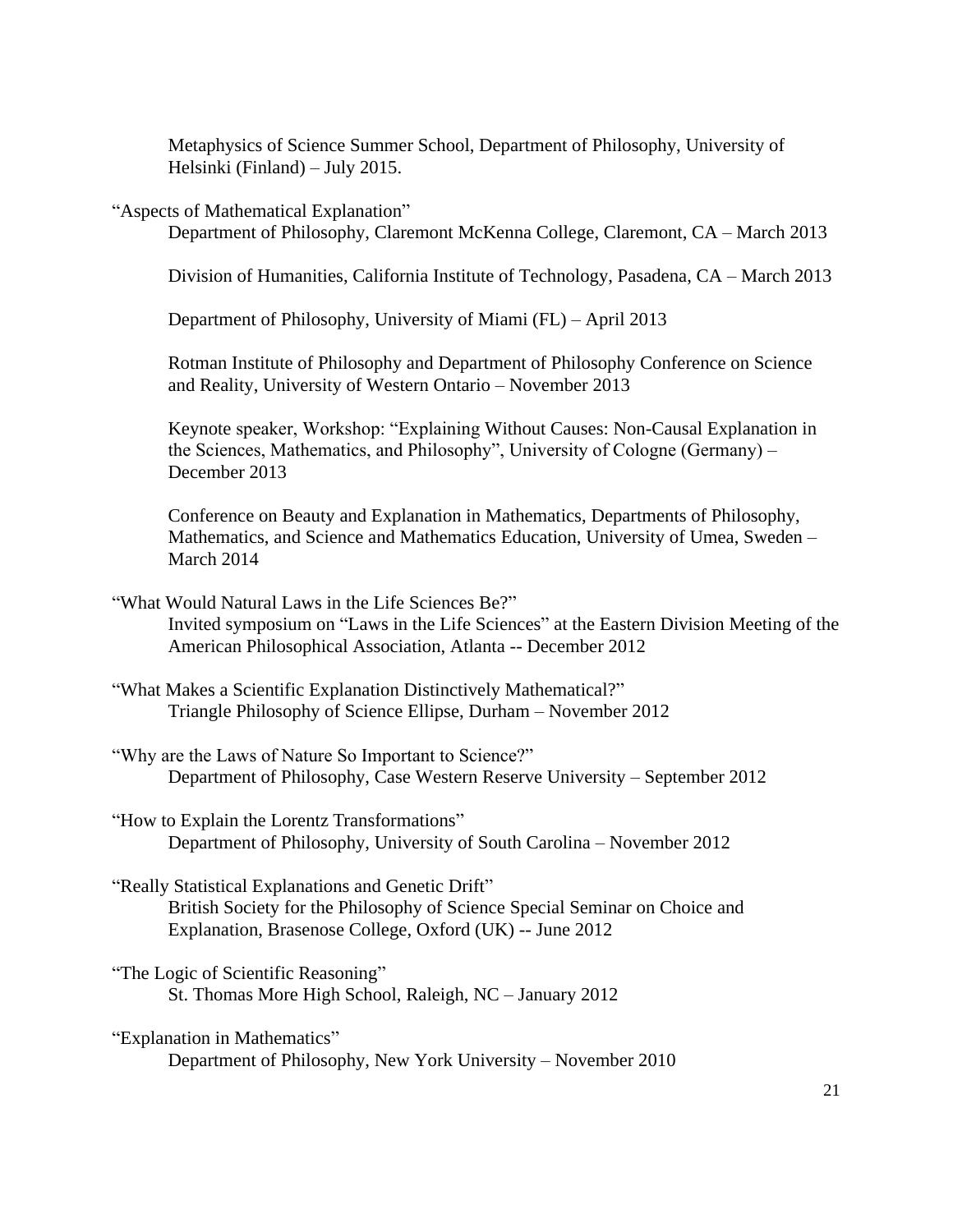Metaphysics of Science Summer School, Department of Philosophy, University of Helsinki (Finland) – July 2015.

"Aspects of Mathematical Explanation"

Department of Philosophy, Claremont McKenna College, Claremont, CA – March 2013

Division of Humanities, California Institute of Technology, Pasadena, CA – March 2013

Department of Philosophy, University of Miami (FL) – April 2013

Rotman Institute of Philosophy and Department of Philosophy Conference on Science and Reality, University of Western Ontario – November 2013

Keynote speaker, Workshop: "Explaining Without Causes: Non-Causal Explanation in the Sciences, Mathematics, and Philosophy", University of Cologne (Germany) – December 2013

Conference on Beauty and Explanation in Mathematics, Departments of Philosophy, Mathematics, and Science and Mathematics Education, University of Umea, Sweden – March 2014

"What Would Natural Laws in the Life Sciences Be?"

Invited symposium on "Laws in the Life Sciences" at the Eastern Division Meeting of the American Philosophical Association, Atlanta -- December 2012

"What Makes a Scientific Explanation Distinctively Mathematical?"

Triangle Philosophy of Science Ellipse, Durham – November 2012

"Why are the Laws of Nature So Important to Science?"

Department of Philosophy, Case Western Reserve University – September 2012

"How to Explain the Lorentz Transformations"

Department of Philosophy, University of South Carolina – November 2012

"Really Statistical Explanations and Genetic Drift"

British Society for the Philosophy of Science Special Seminar on Choice and Explanation, Brasenose College, Oxford (UK) -- June 2012

"The Logic of Scientific Reasoning"

St. Thomas More High School, Raleigh, NC – January 2012

"Explanation in Mathematics"

Department of Philosophy, New York University – November 2010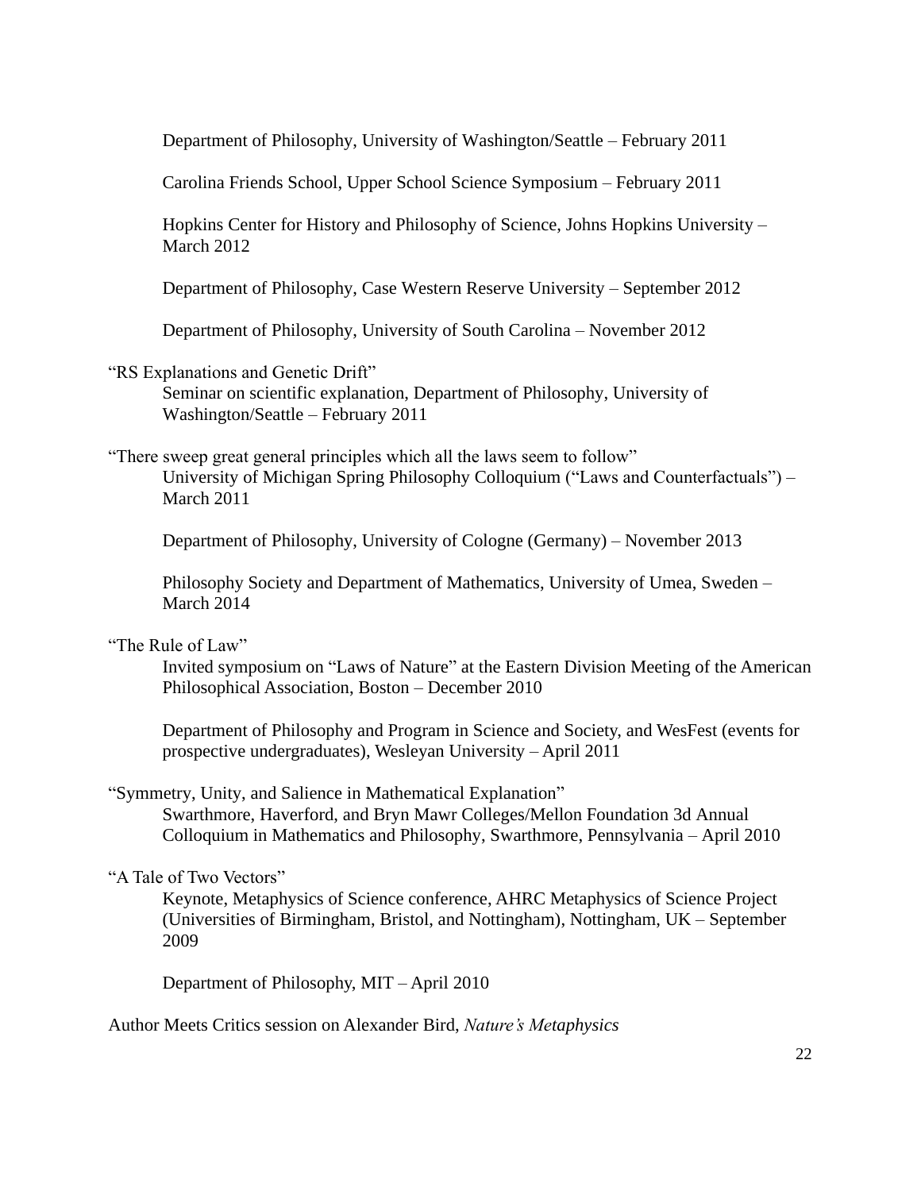Department of Philosophy, University of Washington/Seattle – February 2011

Carolina Friends School, Upper School Science Symposium – February 2011

Hopkins Center for History and Philosophy of Science, Johns Hopkins University – March 2012

Department of Philosophy, Case Western Reserve University – September 2012

Department of Philosophy, University of South Carolina – November 2012

"RS Explanations and Genetic Drift"

Seminar on scientific explanation, Department of Philosophy, University of Washington/Seattle – February 2011

"There sweep great general principles which all the laws seem to follow"

University of Michigan Spring Philosophy Colloquium ("Laws and Counterfactuals") – March 2011

Department of Philosophy, University of Cologne (Germany) – November 2013

Philosophy Society and Department of Mathematics, University of Umea, Sweden – March 2014

"The Rule of Law"

Invited symposium on "Laws of Nature" at the Eastern Division Meeting of the American Philosophical Association, Boston – December 2010

Department of Philosophy and Program in Science and Society, and WesFest (events for prospective undergraduates), Wesleyan University – April 2011

"Symmetry, Unity, and Salience in Mathematical Explanation"

Swarthmore, Haverford, and Bryn Mawr Colleges/Mellon Foundation 3d Annual Colloquium in Mathematics and Philosophy, Swarthmore, Pennsylvania – April 2010

"A Tale of Two Vectors"

Keynote, Metaphysics of Science conference, AHRC Metaphysics of Science Project (Universities of Birmingham, Bristol, and Nottingham), Nottingham, UK – September 2009

Department of Philosophy, MIT – April 2010

Author Meets Critics session on Alexander Bird, *Nature's Metaphysics*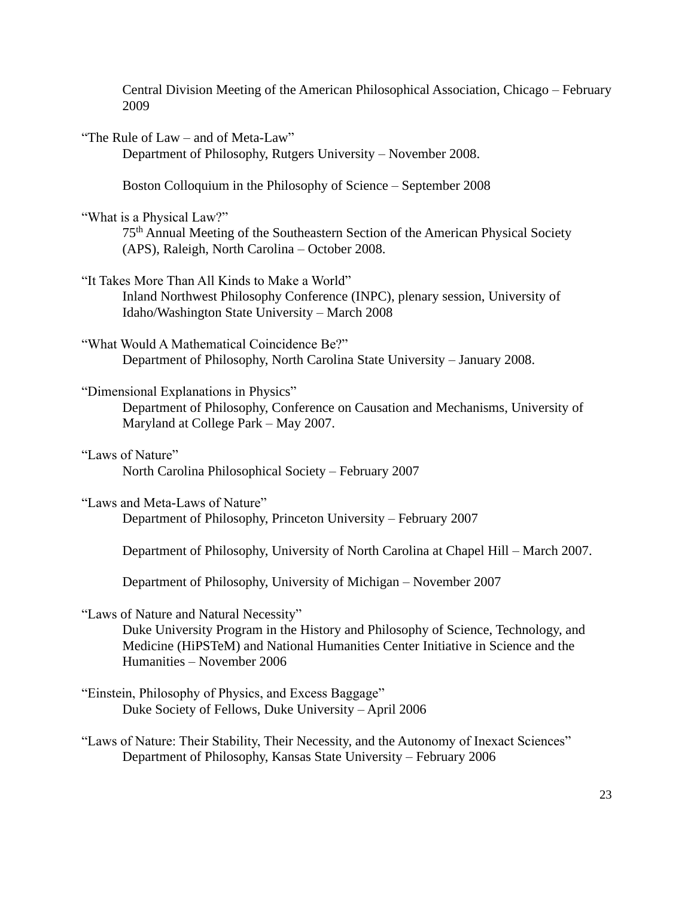Central Division Meeting of the American Philosophical Association, Chicago – February 2009

"The Rule of Law – and of Meta-Law"

Department of Philosophy, Rutgers University – November 2008.

Boston Colloquium in the Philosophy of Science – September 2008

"What is a Physical Law?"

75th Annual Meeting of the Southeastern Section of the American Physical Society (APS), Raleigh, North Carolina – October 2008.

"It Takes More Than All Kinds to Make a World"

Inland Northwest Philosophy Conference (INPC), plenary session, University of Idaho/Washington State University – March 2008

"What Would A Mathematical Coincidence Be?"

Department of Philosophy, North Carolina State University – January 2008.

"Dimensional Explanations in Physics"

Department of Philosophy, Conference on Causation and Mechanisms, University of Maryland at College Park – May 2007.

"Laws of Nature"

North Carolina Philosophical Society – February 2007

"Laws and Meta-Laws of Nature"

Department of Philosophy, Princeton University – February 2007

Department of Philosophy, University of North Carolina at Chapel Hill – March 2007.

Department of Philosophy, University of Michigan – November 2007

"Laws of Nature and Natural Necessity"

Duke University Program in the History and Philosophy of Science, Technology, and Medicine (HiPSTeM) and National Humanities Center Initiative in Science and the Humanities – November 2006

"Einstein, Philosophy of Physics, and Excess Baggage"

Duke Society of Fellows, Duke University – April 2006

"Laws of Nature: Their Stability, Their Necessity, and the Autonomy of Inexact Sciences"

Department of Philosophy, Kansas State University – February 2006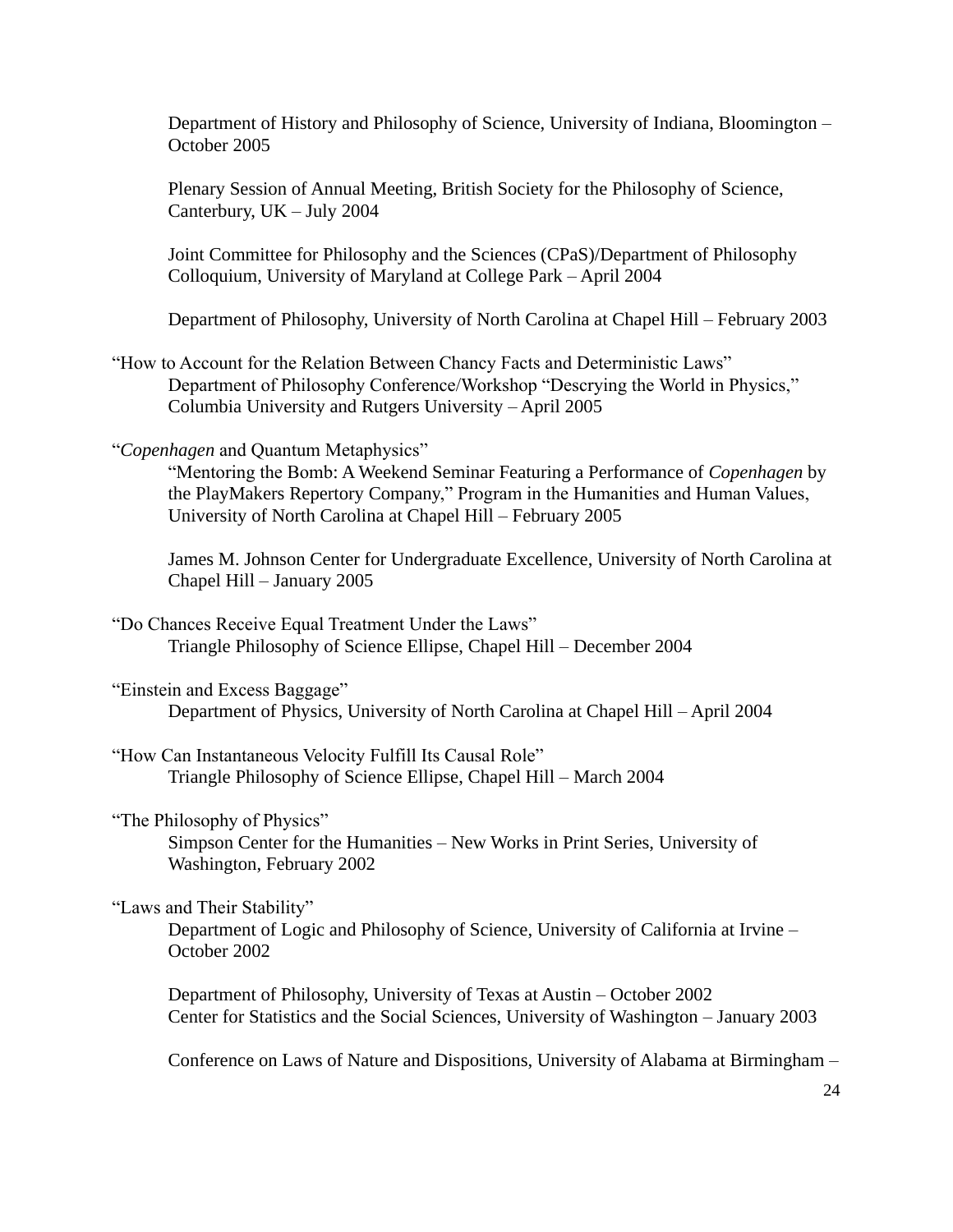Department of History and Philosophy of Science, University of Indiana, Bloomington – October 2005

Plenary Session of Annual Meeting, British Society for the Philosophy of Science, Canterbury, UK – July 2004

Joint Committee for Philosophy and the Sciences (CPaS)/Department of Philosophy Colloquium, University of Maryland at College Park – April 2004

Department of Philosophy, University of North Carolina at Chapel Hill – February 2003

"How to Account for the Relation Between Chancy Facts and Deterministic Laws"

Department of Philosophy Conference/Workshop "Descrying the World in Physics," Columbia University and Rutgers University – April 2005

"*Copenhagen* and Quantum Metaphysics"

"Mentoring the Bomb: A Weekend Seminar Featuring a Performance of *Copenhagen* by the PlayMakers Repertory Company," Program in the Humanities and Human Values, University of North Carolina at Chapel Hill – February 2005

James M. Johnson Center for Undergraduate Excellence, University of North Carolina at Chapel Hill – January 2005

"Do Chances Receive Equal Treatment Under the Laws"

Triangle Philosophy of Science Ellipse, Chapel Hill – December 2004

"Einstein and Excess Baggage"

Department of Physics, University of North Carolina at Chapel Hill – April 2004

"How Can Instantaneous Velocity Fulfill Its Causal Role"

Triangle Philosophy of Science Ellipse, Chapel Hill – March 2004

"The Philosophy of Physics"

Simpson Center for the Humanities – New Works in Print Series, University of Washington, February 2002

"Laws and Their Stability"

Department of Logic and Philosophy of Science, University of California at Irvine – October 2002

Department of Philosophy, University of Texas at Austin – October 2002
Center for Statistics and the Social Sciences, University of Washington – January 2003

Conference on Laws of Nature and Dispositions, University of Alabama at Birmingham –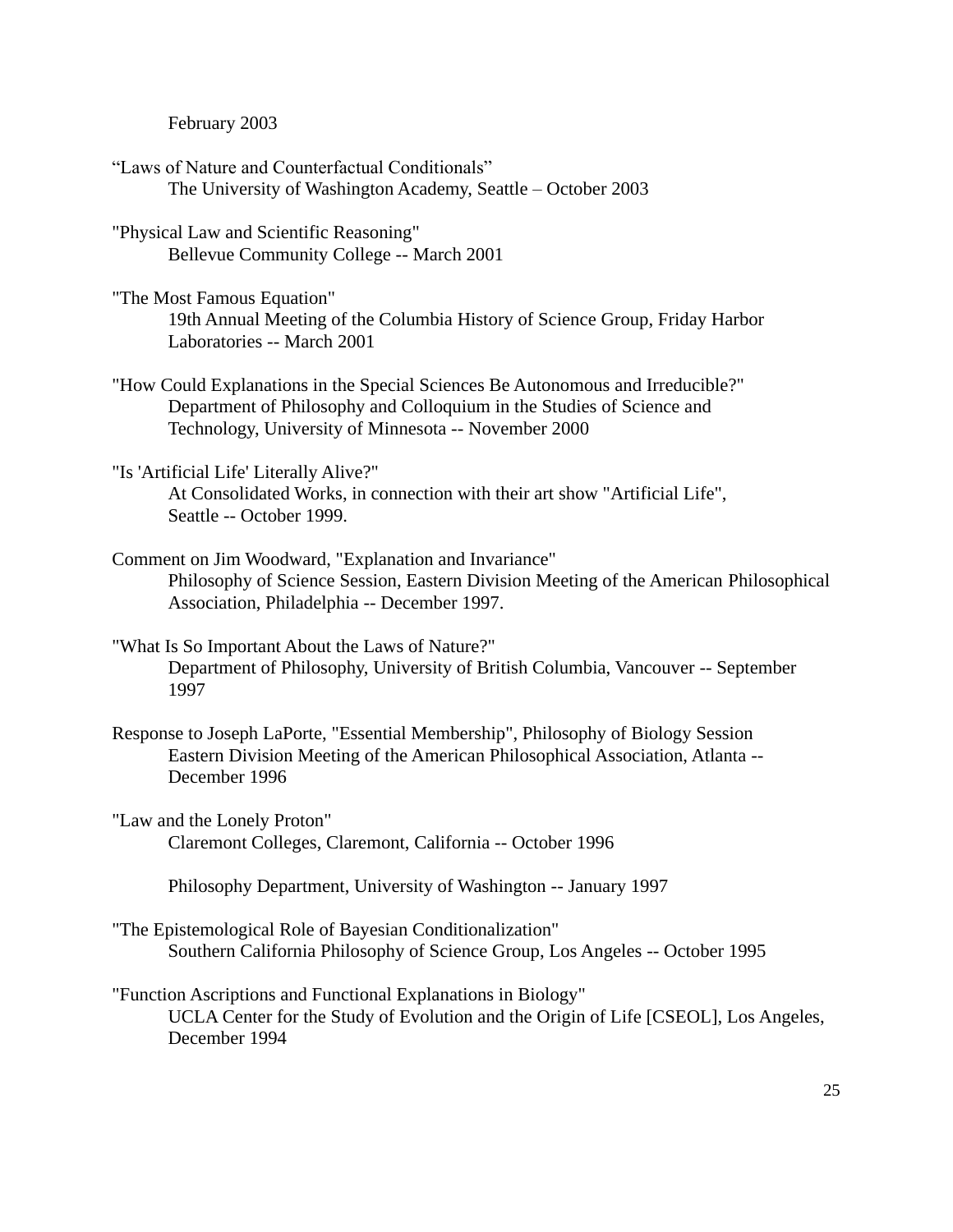February 2003

“Laws of Nature and Counterfactual Conditionals”
The University of Washington Academy, Seattle – October 2003

"Physical Law and Scientific Reasoning"
Bellevue Community College -- March 2001

"The Most Famous Equation"
19th Annual Meeting of the Columbia History of Science Group, Friday Harbor Laboratories -- March 2001

"How Could Explanations in the Special Sciences Be Autonomous and Irreducible?"
Department of Philosophy and Colloquium in the Studies of Science and Technology, University of Minnesota -- November 2000

"Is 'Artificial Life' Literally Alive?"
At Consolidated Works, in connection with their art show "Artificial Life", Seattle -- October 1999.

Comment on Jim Woodward, "Explanation and Invariance"
Philosophy of Science Session, Eastern Division Meeting of the American Philosophical Association, Philadelphia -- December 1997.

"What Is So Important About the Laws of Nature?"
Department of Philosophy, University of British Columbia, Vancouver -- September 1997

Response to Joseph LaPorte, "Essential Membership", Philosophy of Biology Session
Eastern Division Meeting of the American Philosophical Association, Atlanta -- December 1996

"Law and the Lonely Proton"
Claremont Colleges, Claremont, California -- October 1996

Philosophy Department, University of Washington -- January 1997

"The Epistemological Role of Bayesian Conditionalization"
Southern California Philosophy of Science Group, Los Angeles -- October 1995

"Function Ascriptions and Functional Explanations in Biology"
UCLA Center for the Study of Evolution and the Origin of Life [CSEOL], Los Angeles, December 1994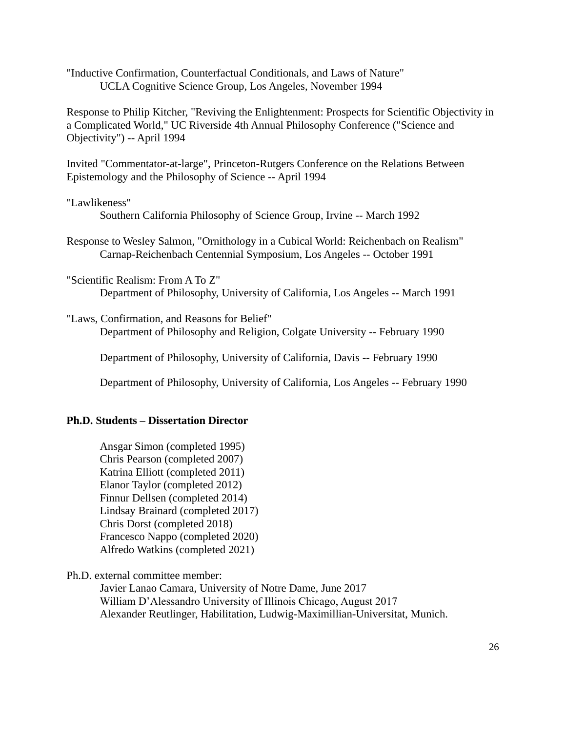"Inductive Confirmation, Counterfactual Conditionals, and Laws of Nature"
    UCLA Cognitive Science Group, Los Angeles, November 1994

Response to Philip Kitcher, "Reviving the Enlightenment: Prospects for Scientific Objectivity in a Complicated World," UC Riverside 4th Annual Philosophy Conference ("Science and Objectivity") -- April 1994

Invited "Commentator-at-large", Princeton-Rutgers Conference on the Relations Between Epistemology and the Philosophy of Science -- April 1994

"Lawlikeness"
    Southern California Philosophy of Science Group, Irvine -- March 1992

Response to Wesley Salmon, "Ornithology in a Cubical World: Reichenbach on Realism"
    Carnap-Reichenbach Centennial Symposium, Los Angeles -- October 1991

"Scientific Realism: From A To Z"
    Department of Philosophy, University of California, Los Angeles -- March 1991

"Laws, Confirmation, and Reasons for Belief"
    Department of Philosophy and Religion, Colgate University -- February 1990

    Department of Philosophy, University of California, Davis -- February 1990

    Department of Philosophy, University of California, Los Angeles -- February 1990

**Ph.D. Students – Dissertation Director**

Ansgar Simon (completed 1995)
Chris Pearson (completed 2007)
Katrina Elliott (completed 2011)
Elanor Taylor (completed 2012)
Finnur Dellsen (completed 2014)
Lindsay Brainard (completed 2017)
Chris Dorst (completed 2018)
Francesco Nappo (completed 2020)
Alfredo Watkins (completed 2021)

Ph.D. external committee member:
    Javier Lanao Camara, University of Notre Dame, June 2017
    William D'Alessandro University of Illinois Chicago, August 2017
    Alexander Reutlinger, Habilitation, Ludwig-Maximillian-Universitat, Munich.